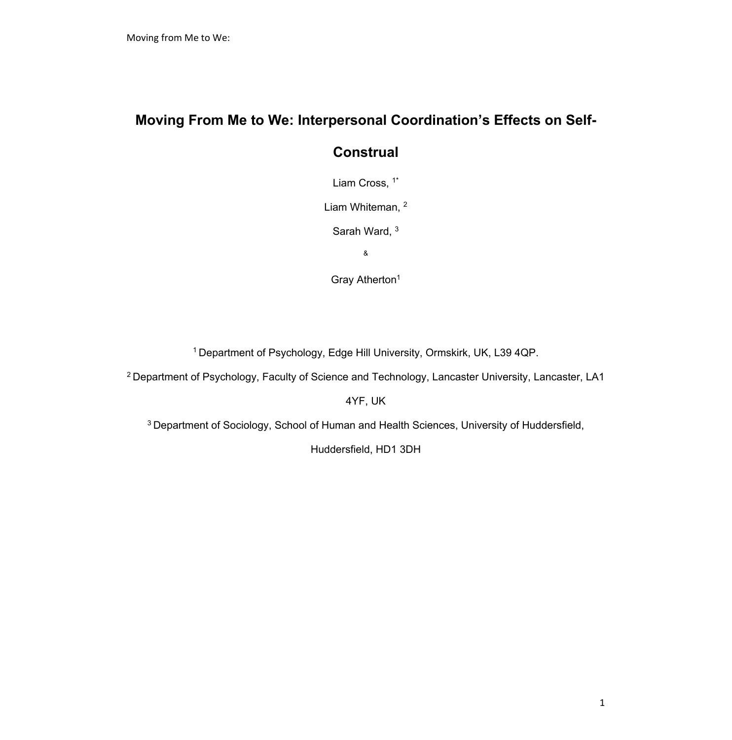# Moving From Me to We: Interpersonal Coordination's Effects on Self-Construal

Liam Cross, [1*]

Liam Whiteman, [2]

Sarah Ward, [3]

&

Gray Atherton[1]

[1] Department of Psychology, Edge Hill University, Ormskirk, UK, L39 4QP.

[2] Department of Psychology, Faculty of Science and Technology, Lancaster University, Lancaster, LA1 4YF, UK

[3] Department of Sociology, School of Human and Health Sciences, University of Huddersfield, Huddersfield, HD1 3DH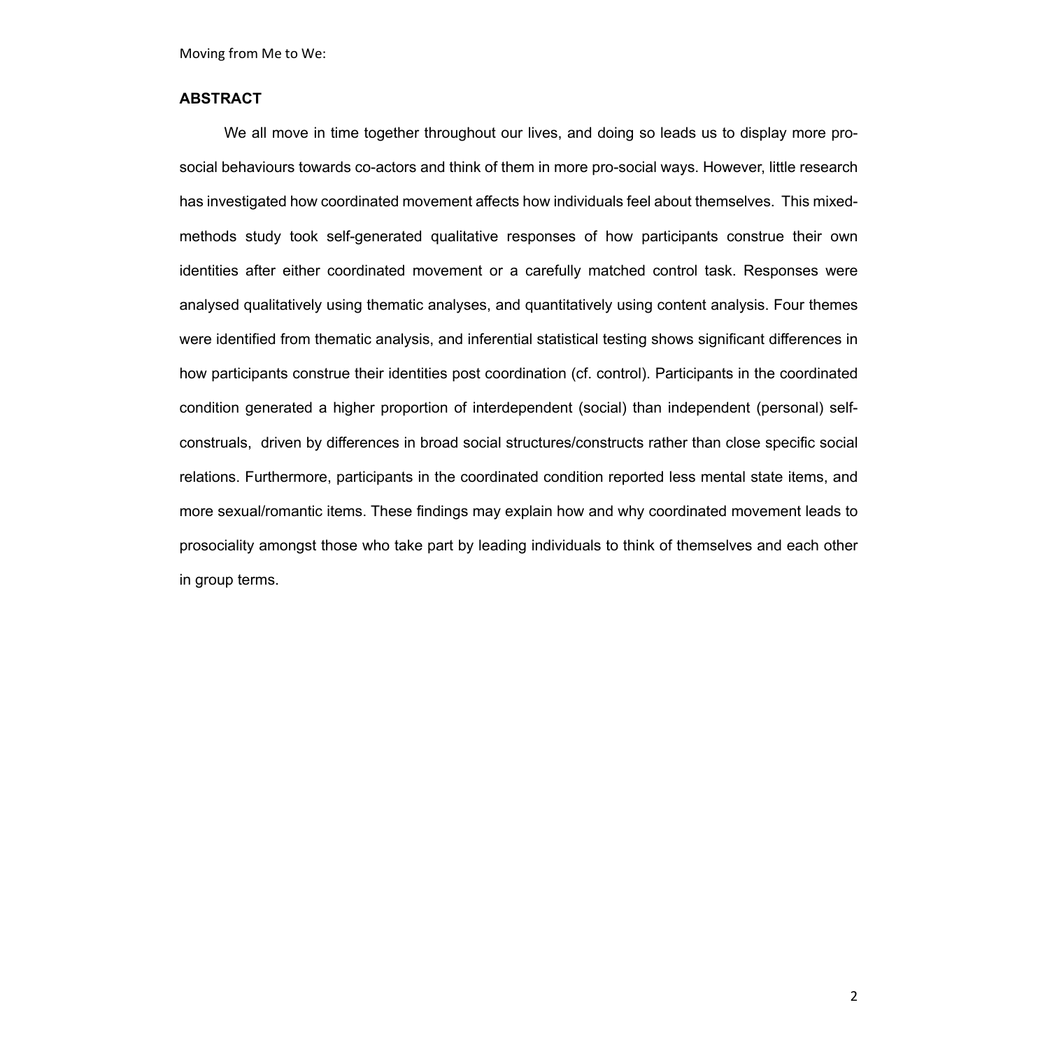## ABSTRACT

We all move in time together throughout our lives, and doing so leads us to display more pro-social behaviours towards co-actors and think of them in more pro-social ways. However, little research has investigated how coordinated movement affects how individuals feel about themselves. This mixed-methods study took self-generated qualitative responses of how participants construe their own identities after either coordinated movement or a carefully matched control task. Responses were analysed qualitatively using thematic analyses, and quantitatively using content analysis. Four themes were identified from thematic analysis, and inferential statistical testing shows significant differences in how participants construe their identities post coordination (cf. control). Participants in the coordinated condition generated a higher proportion of interdependent (social) than independent (personal) self-construals, driven by differences in broad social structures/constructs rather than close specific social relations. Furthermore, participants in the coordinated condition reported less mental state items, and more sexual/romantic items. These findings may explain how and why coordinated movement leads to prosociality amongst those who take part by leading individuals to think of themselves and each other in group terms.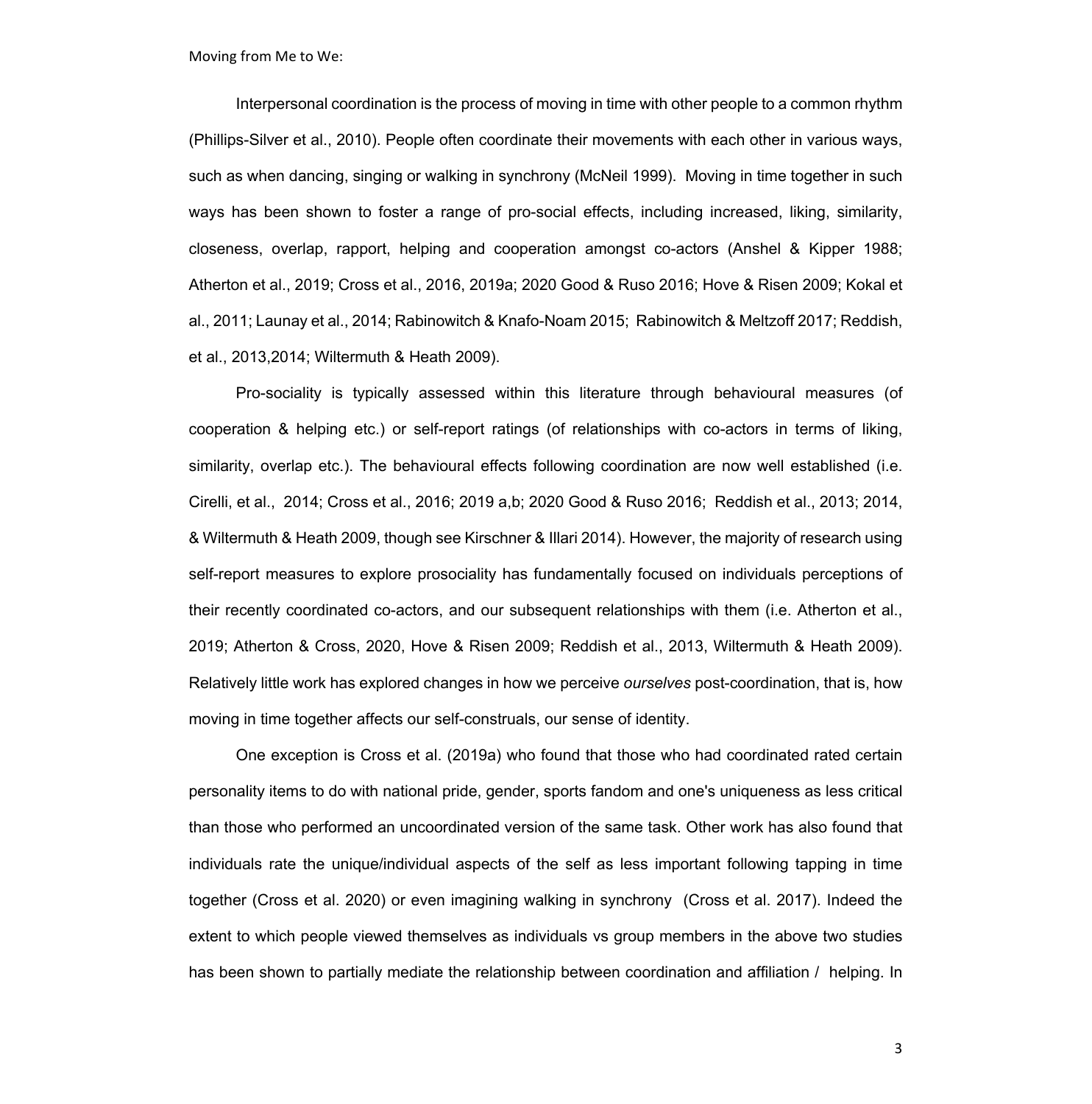Interpersonal coordination is the process of moving in time with other people to a common rhythm (Phillips-Silver et al., 2010). People often coordinate their movements with each other in various ways, such as when dancing, singing or walking in synchrony (McNeil 1999). Moving in time together in such ways has been shown to foster a range of pro-social effects, including increased, liking, similarity, closeness, overlap, rapport, helping and cooperation amongst co-actors (Anshel & Kipper 1988; Atherton et al., 2019; Cross et al., 2016, 2019a; 2020 Good & Ruso 2016; Hove & Risen 2009; Kokal et al., 2011; Launay et al., 2014; Rabinowitch & Knafo-Noam 2015; Rabinowitch & Meltzoff 2017; Reddish, et al., 2013,2014; Wiltermuth & Heath 2009).

Pro-sociality is typically assessed within this literature through behavioural measures (of cooperation & helping etc.) or self-report ratings (of relationships with co-actors in terms of liking, similarity, overlap etc.). The behavioural effects following coordination are now well established (i.e. Cirelli, et al., 2014; Cross et al., 2016; 2019 a,b; 2020 Good & Ruso 2016; Reddish et al., 2013; 2014, & Wiltermuth & Heath 2009, though see Kirschner & Illari 2014). However, the majority of research using self-report measures to explore prosociality has fundamentally focused on individuals perceptions of their recently coordinated co-actors, and our subsequent relationships with them (i.e. Atherton et al., 2019; Atherton & Cross, 2020, Hove & Risen 2009; Reddish et al., 2013, Wiltermuth & Heath 2009). Relatively little work has explored changes in how we perceive *ourselves* post-coordination, that is, how moving in time together affects our self-construals, our sense of identity.

One exception is Cross et al. (2019a) who found that those who had coordinated rated certain personality items to do with national pride, gender, sports fandom and one's uniqueness as less critical than those who performed an uncoordinated version of the same task. Other work has also found that individuals rate the unique/individual aspects of the self as less important following tapping in time together (Cross et al. 2020) or even imagining walking in synchrony (Cross et al. 2017). Indeed the extent to which people viewed themselves as individuals vs group members in the above two studies has been shown to partially mediate the relationship between coordination and affiliation / helping. In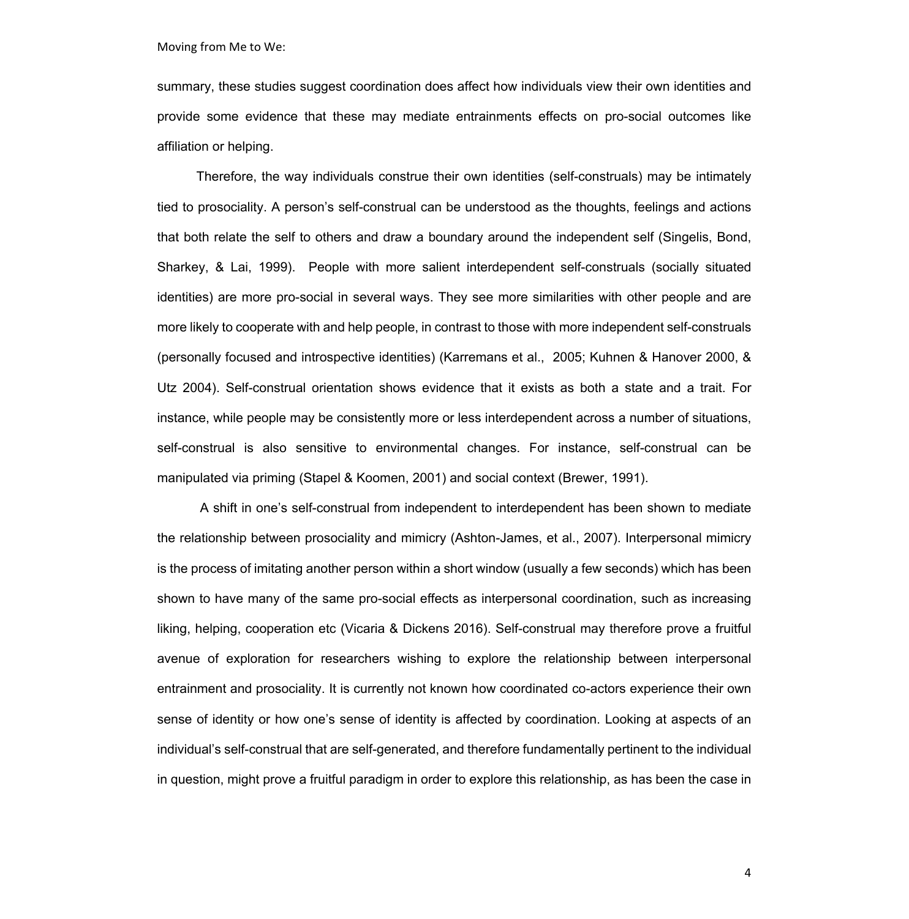summary, these studies suggest coordination does affect how individuals view their own identities and provide some evidence that these may mediate entrainments effects on pro-social outcomes like affiliation or helping.

Therefore, the way individuals construe their own identities (self-construals) may be intimately tied to prosociality. A person's self-construal can be understood as the thoughts, feelings and actions that both relate the self to others and draw a boundary around the independent self (Singelis, Bond, Sharkey, & Lai, 1999). People with more salient interdependent self-construals (socially situated identities) are more pro-social in several ways. They see more similarities with other people and are more likely to cooperate with and help people, in contrast to those with more independent self-construals (personally focused and introspective identities) (Karremans et al., 2005; Kuhnen & Hanover 2000, & Utz 2004). Self-construal orientation shows evidence that it exists as both a state and a trait. For instance, while people may be consistently more or less interdependent across a number of situations, self-construal is also sensitive to environmental changes. For instance, self-construal can be manipulated via priming (Stapel & Koomen, 2001) and social context (Brewer, 1991).

A shift in one's self-construal from independent to interdependent has been shown to mediate the relationship between prosociality and mimicry (Ashton-James, et al., 2007). Interpersonal mimicry is the process of imitating another person within a short window (usually a few seconds) which has been shown to have many of the same pro-social effects as interpersonal coordination, such as increasing liking, helping, cooperation etc (Vicaria & Dickens 2016). Self-construal may therefore prove a fruitful avenue of exploration for researchers wishing to explore the relationship between interpersonal entrainment and prosociality. It is currently not known how coordinated co-actors experience their own sense of identity or how one's sense of identity is affected by coordination. Looking at aspects of an individual's self-construal that are self-generated, and therefore fundamentally pertinent to the individual in question, might prove a fruitful paradigm in order to explore this relationship, as has been the case in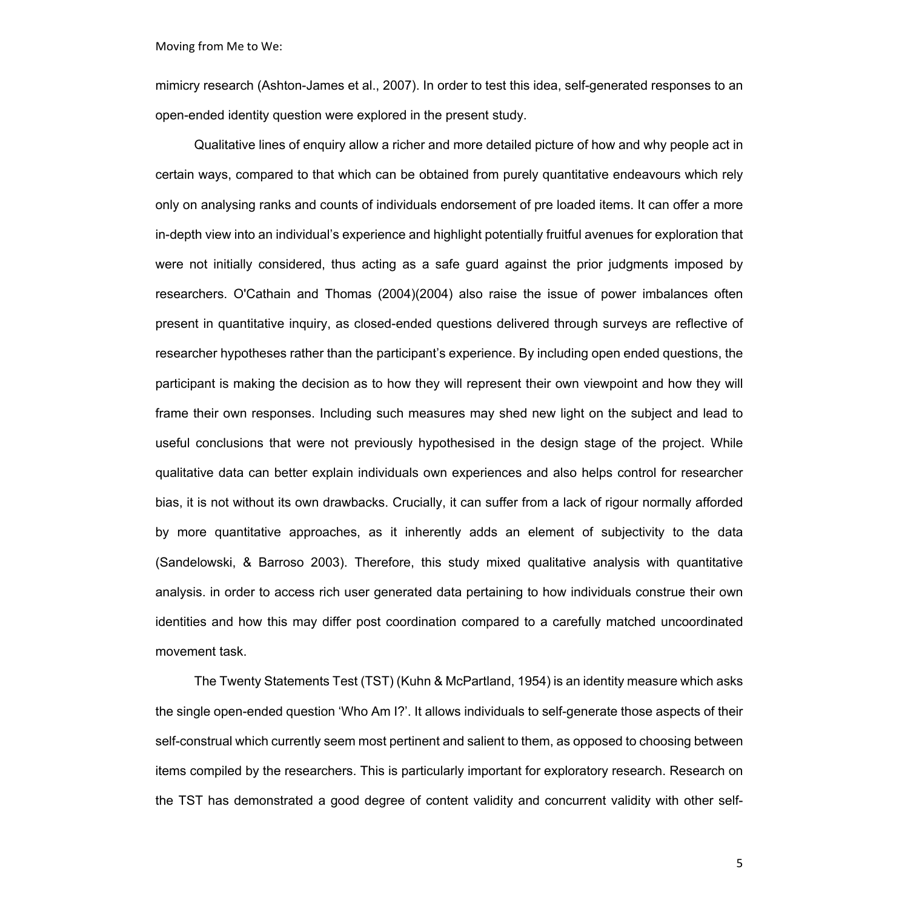mimicry research (Ashton-James et al., 2007). In order to test this idea, self-generated responses to an open-ended identity question were explored in the present study.

Qualitative lines of enquiry allow a richer and more detailed picture of how and why people act in certain ways, compared to that which can be obtained from purely quantitative endeavours which rely only on analysing ranks and counts of individuals endorsement of pre loaded items. It can offer a more in-depth view into an individual's experience and highlight potentially fruitful avenues for exploration that were not initially considered, thus acting as a safe guard against the prior judgments imposed by researchers. O'Cathain and Thomas (2004)(2004) also raise the issue of power imbalances often present in quantitative inquiry, as closed-ended questions delivered through surveys are reflective of researcher hypotheses rather than the participant's experience. By including open ended questions, the participant is making the decision as to how they will represent their own viewpoint and how they will frame their own responses. Including such measures may shed new light on the subject and lead to useful conclusions that were not previously hypothesised in the design stage of the project. While qualitative data can better explain individuals own experiences and also helps control for researcher bias, it is not without its own drawbacks. Crucially, it can suffer from a lack of rigour normally afforded by more quantitative approaches, as it inherently adds an element of subjectivity to the data (Sandelowski, & Barroso 2003). Therefore, this study mixed qualitative analysis with quantitative analysis. in order to access rich user generated data pertaining to how individuals construe their own identities and how this may differ post coordination compared to a carefully matched uncoordinated movement task.

The Twenty Statements Test (TST) (Kuhn & McPartland, 1954) is an identity measure which asks the single open-ended question 'Who Am I?'. It allows individuals to self-generate those aspects of their self-construal which currently seem most pertinent and salient to them, as opposed to choosing between items compiled by the researchers. This is particularly important for exploratory research. Research on the TST has demonstrated a good degree of content validity and concurrent validity with other self-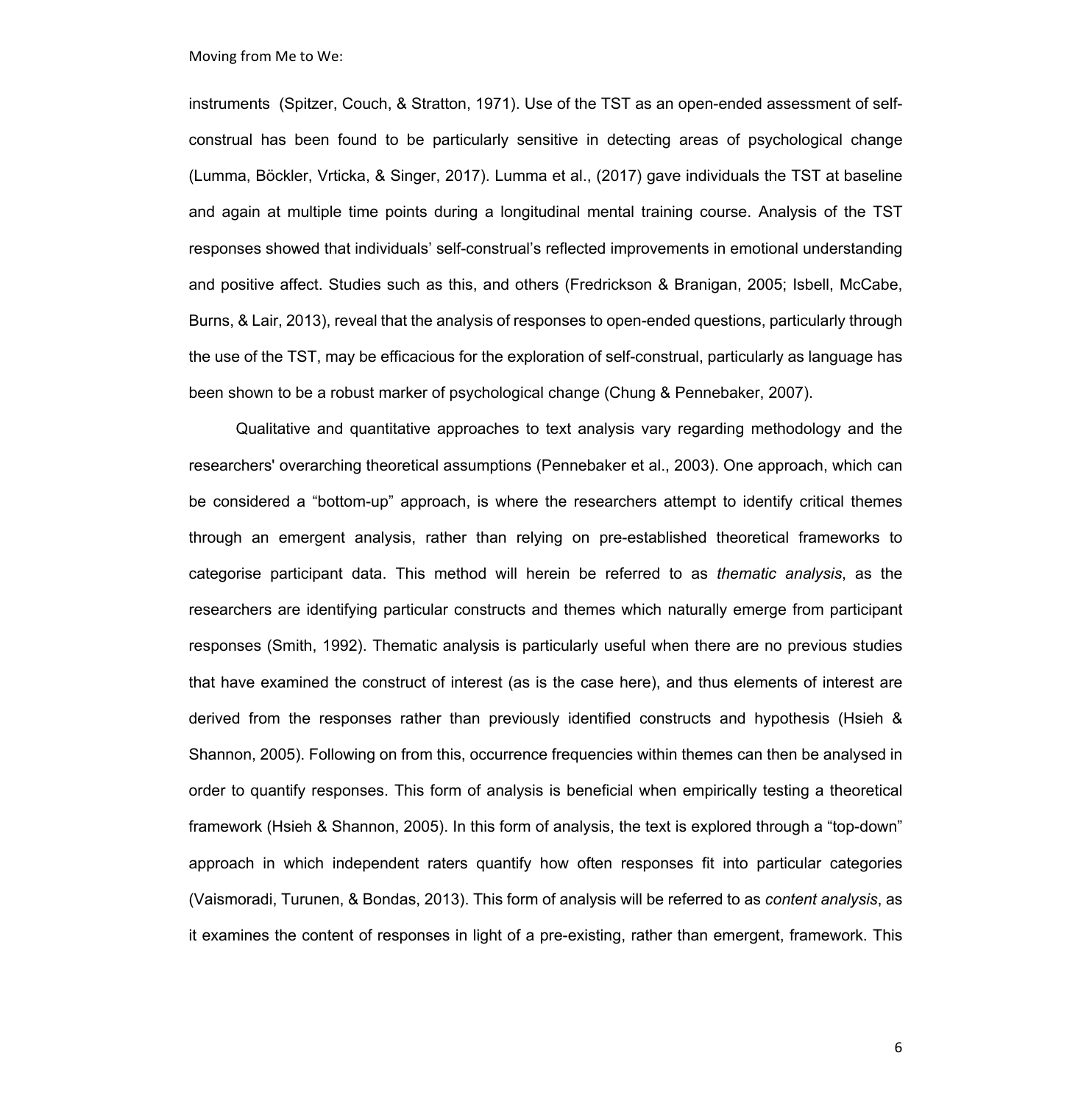instruments (Spitzer, Couch, & Stratton, 1971). Use of the TST as an open-ended assessment of self-construal has been found to be particularly sensitive in detecting areas of psychological change (Lumma, Böckler, Vrticka, & Singer, 2017). Lumma et al., (2017) gave individuals the TST at baseline and again at multiple time points during a longitudinal mental training course. Analysis of the TST responses showed that individuals' self-construal's reflected improvements in emotional understanding and positive affect. Studies such as this, and others (Fredrickson & Branigan, 2005; Isbell, McCabe, Burns, & Lair, 2013), reveal that the analysis of responses to open-ended questions, particularly through the use of the TST, may be efficacious for the exploration of self-construal, particularly as language has been shown to be a robust marker of psychological change (Chung & Pennebaker, 2007).

Qualitative and quantitative approaches to text analysis vary regarding methodology and the researchers' overarching theoretical assumptions (Pennebaker et al., 2003). One approach, which can be considered a "bottom-up" approach, is where the researchers attempt to identify critical themes through an emergent analysis, rather than relying on pre-established theoretical frameworks to categorise participant data. This method will herein be referred to as *thematic analysis*, as the researchers are identifying particular constructs and themes which naturally emerge from participant responses (Smith, 1992). Thematic analysis is particularly useful when there are no previous studies that have examined the construct of interest (as is the case here), and thus elements of interest are derived from the responses rather than previously identified constructs and hypothesis (Hsieh & Shannon, 2005). Following on from this, occurrence frequencies within themes can then be analysed in order to quantify responses. This form of analysis is beneficial when empirically testing a theoretical framework (Hsieh & Shannon, 2005). In this form of analysis, the text is explored through a "top-down" approach in which independent raters quantify how often responses fit into particular categories (Vaismoradi, Turunen, & Bondas, 2013). This form of analysis will be referred to as *content analysis*, as it examines the content of responses in light of a pre-existing, rather than emergent, framework. This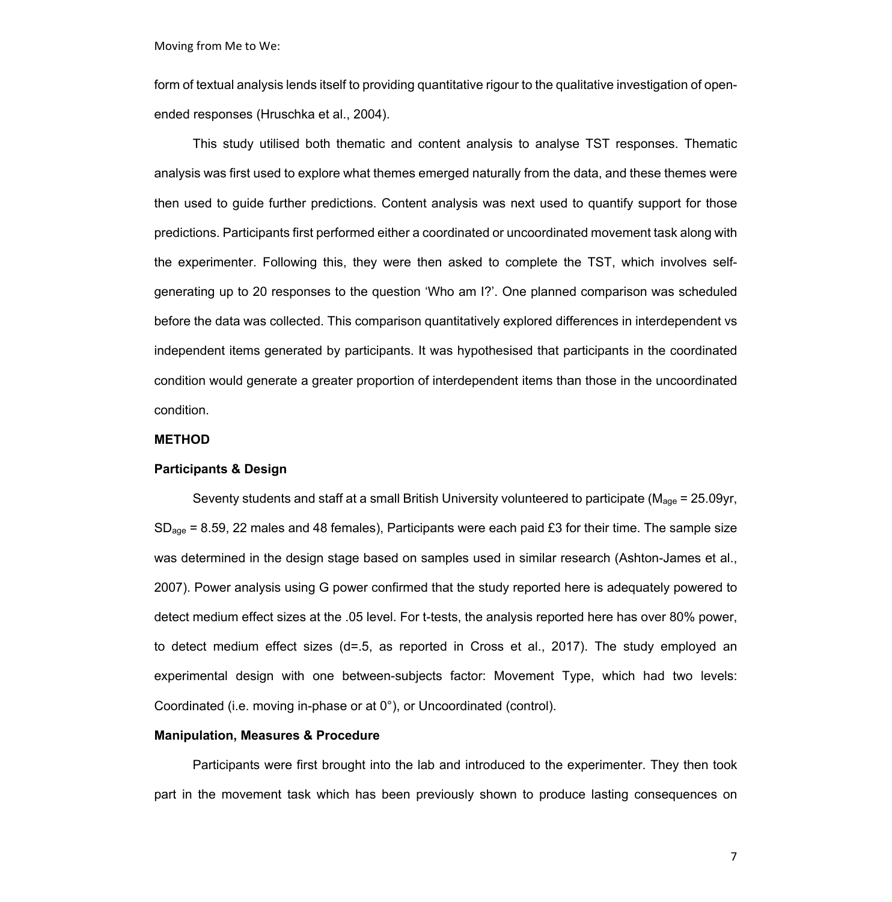form of textual analysis lends itself to providing quantitative rigour to the qualitative investigation of open-ended responses (Hruschka et al., 2004).

This study utilised both thematic and content analysis to analyse TST responses. Thematic analysis was first used to explore what themes emerged naturally from the data, and these themes were then used to guide further predictions. Content analysis was next used to quantify support for those predictions. Participants first performed either a coordinated or uncoordinated movement task along with the experimenter. Following this, they were then asked to complete the TST, which involves self-generating up to 20 responses to the question 'Who am I?'. One planned comparison was scheduled before the data was collected. This comparison quantitatively explored differences in interdependent vs independent items generated by participants. It was hypothesised that participants in the coordinated condition would generate a greater proportion of interdependent items than those in the uncoordinated condition.

## METHOD

### Participants & Design

Seventy students and staff at a small British University volunteered to participate ($M_{age}$ = 25.09yr, $SD_{age}$ = 8.59, 22 males and 48 females), Participants were each paid £3 for their time. The sample size was determined in the design stage based on samples used in similar research (Ashton-James et al., 2007). Power analysis using G power confirmed that the study reported here is adequately powered to detect medium effect sizes at the .05 level. For t-tests, the analysis reported here has over 80% power, to detect medium effect sizes (d=.5, as reported in Cross et al., 2017). The study employed an experimental design with one between-subjects factor: Movement Type, which had two levels: Coordinated (i.e. moving in-phase or at 0°), or Uncoordinated (control).

### Manipulation, Measures & Procedure

Participants were first brought into the lab and introduced to the experimenter. They then took part in the movement task which has been previously shown to produce lasting consequences on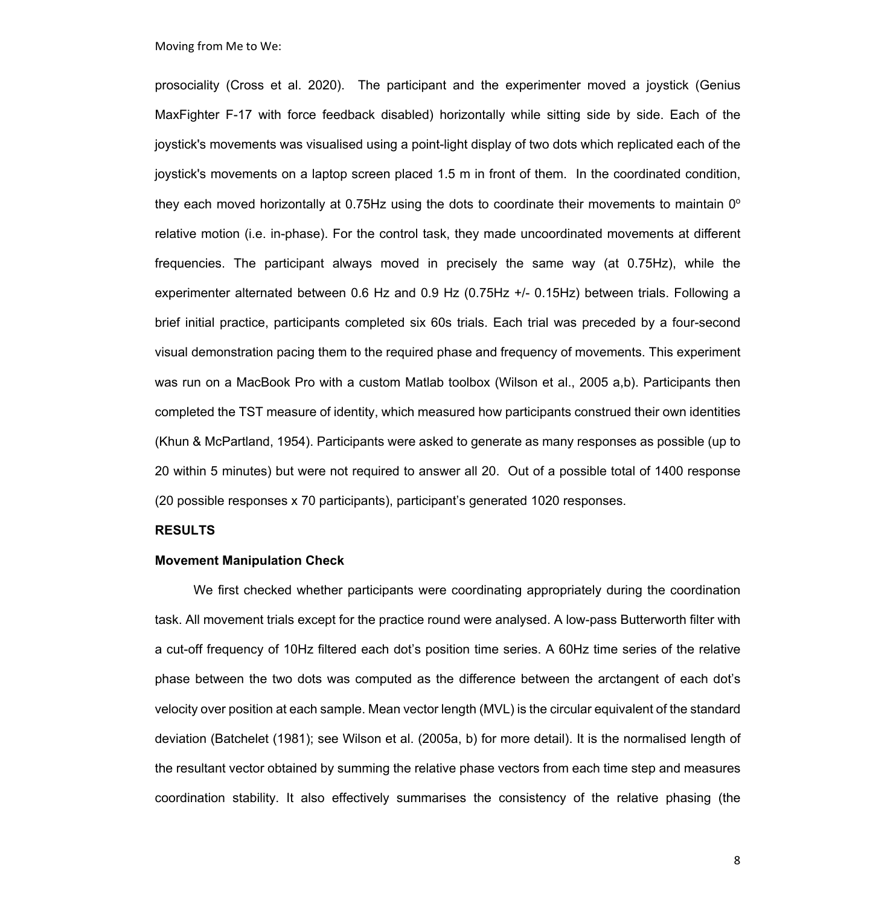prosociality (Cross et al. 2020). The participant and the experimenter moved a joystick (Genius MaxFighter F-17 with force feedback disabled) horizontally while sitting side by side. Each of the joystick's movements was visualised using a point-light display of two dots which replicated each of the joystick's movements on a laptop screen placed 1.5 m in front of them. In the coordinated condition, they each moved horizontally at 0.75Hz using the dots to coordinate their movements to maintain 0$^{o}$ relative motion (i.e. in-phase). For the control task, they made uncoordinated movements at different frequencies. The participant always moved in precisely the same way (at 0.75Hz), while the experimenter alternated between 0.6 Hz and 0.9 Hz (0.75Hz +/- 0.15Hz) between trials. Following a brief initial practice, participants completed six 60s trials. Each trial was preceded by a four-second visual demonstration pacing them to the required phase and frequency of movements. This experiment was run on a MacBook Pro with a custom Matlab toolbox (Wilson et al., 2005 a,b). Participants then completed the TST measure of identity, which measured how participants construed their own identities (Khun & McPartland, 1954). Participants were asked to generate as many responses as possible (up to 20 within 5 minutes) but were not required to answer all 20. Out of a possible total of 1400 response (20 possible responses x 70 participants), participant's generated 1020 responses.

## RESULTS

### Movement Manipulation Check

We first checked whether participants were coordinating appropriately during the coordination task. All movement trials except for the practice round were analysed. A low-pass Butterworth filter with a cut-off frequency of 10Hz filtered each dot's position time series. A 60Hz time series of the relative phase between the two dots was computed as the difference between the arctangent of each dot's velocity over position at each sample. Mean vector length (MVL) is the circular equivalent of the standard deviation (Batchelet (1981); see Wilson et al. (2005a, b) for more detail). It is the normalised length of the resultant vector obtained by summing the relative phase vectors from each time step and measures coordination stability. It also effectively summarises the consistency of the relative phasing (the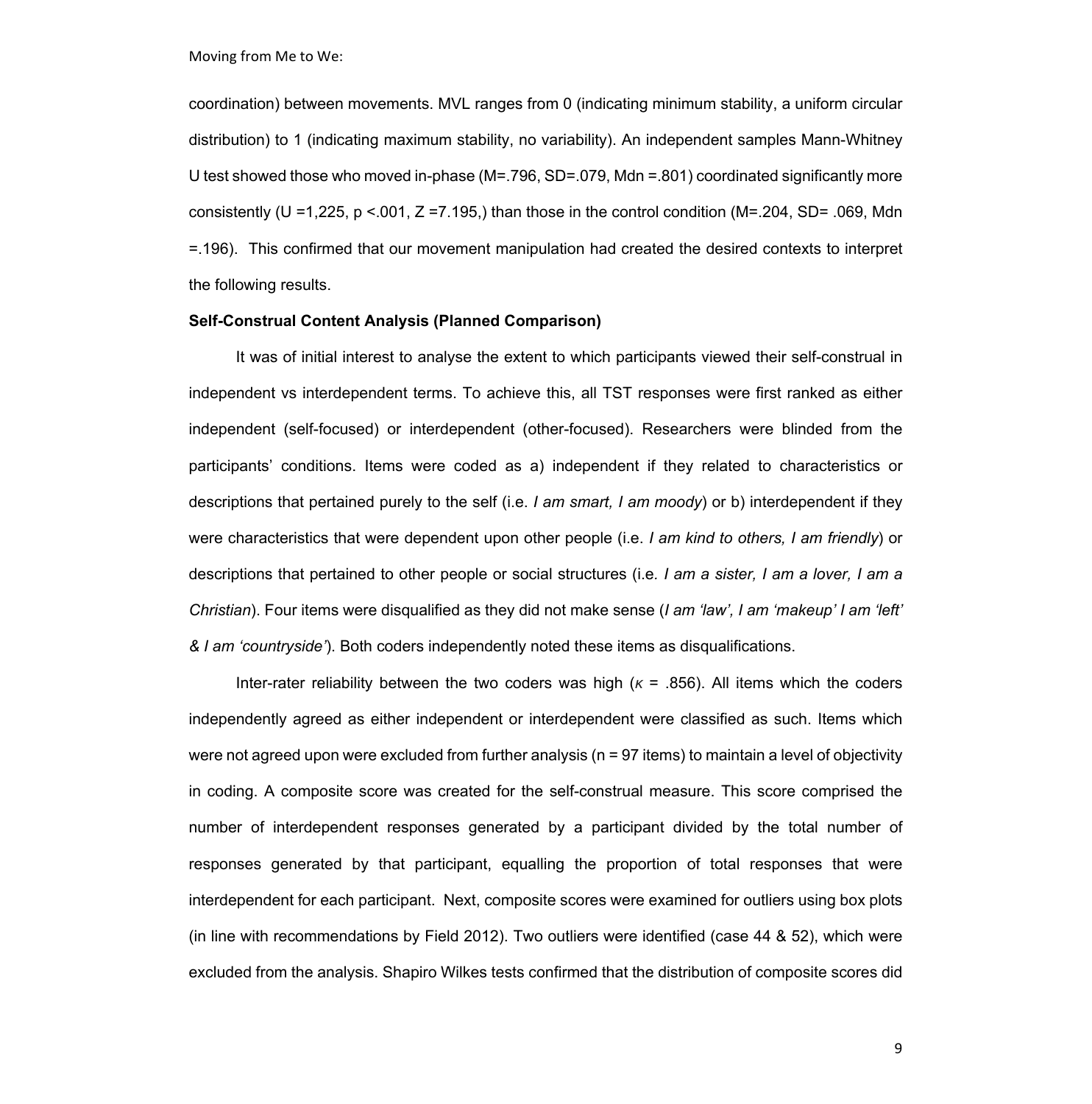coordination) between movements. MVL ranges from 0 (indicating minimum stability, a uniform circular distribution) to 1 (indicating maximum stability, no variability). An independent samples Mann-Whitney U test showed those who moved in-phase (M=.796, SD=.079, Mdn =.801) coordinated significantly more consistently (U =1,225, p <.001, Z =7.195,) than those in the control condition (M=.204, SD= .069, Mdn =.196). This confirmed that our movement manipulation had created the desired contexts to interpret the following results.

**Self-Construal Content Analysis (Planned Comparison)**

It was of initial interest to analyse the extent to which participants viewed their self-construal in independent vs interdependent terms. To achieve this, all TST responses were first ranked as either independent (self-focused) or interdependent (other-focused). Researchers were blinded from the participants' conditions. Items were coded as a) independent if they related to characteristics or descriptions that pertained purely to the self (i.e. *I am smart, I am moody*) or b) interdependent if they were characteristics that were dependent upon other people (i.e. *I am kind to others, I am friendly*) or descriptions that pertained to other people or social structures (i.e. *I am a sister, I am a lover, I am a Christian*). Four items were disqualified as they did not make sense (*I am 'law', I am 'makeup' I am 'left' & I am 'countryside'*). Both coders independently noted these items as disqualifications.

Inter-rater reliability between the two coders was high ($\kappa$ = .856). All items which the coders independently agreed as either independent or interdependent were classified as such. Items which were not agreed upon were excluded from further analysis (n = 97 items) to maintain a level of objectivity in coding. A composite score was created for the self-construal measure. This score comprised the number of interdependent responses generated by a participant divided by the total number of responses generated by that participant, equalling the proportion of total responses that were interdependent for each participant. Next, composite scores were examined for outliers using box plots (in line with recommendations by Field 2012). Two outliers were identified (case 44 & 52), which were excluded from the analysis. Shapiro Wilkes tests confirmed that the distribution of composite scores did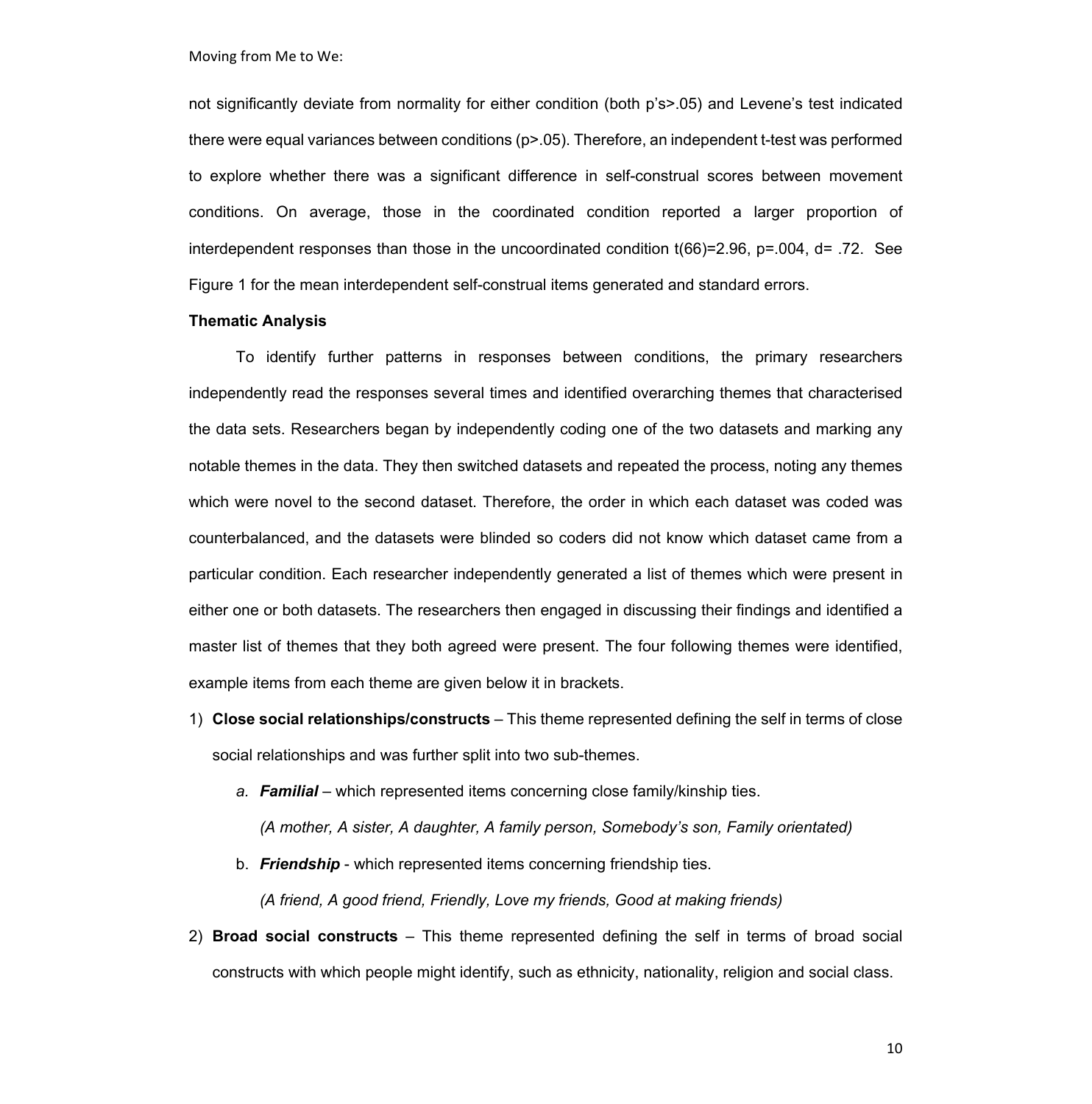not significantly deviate from normality for either condition (both p's>.05) and Levene's test indicated there were equal variances between conditions (p>.05). Therefore, an independent t-test was performed to explore whether there was a significant difference in self-construal scores between movement conditions. On average, those in the coordinated condition reported a larger proportion of interdependent responses than those in the uncoordinated condition $t(66)=2.96$, $p=.004$, $d= .72$. See Figure 1 for the mean interdependent self-construal items generated and standard errors.

**Thematic Analysis**

To identify further patterns in responses between conditions, the primary researchers independently read the responses several times and identified overarching themes that characterised the data sets. Researchers began by independently coding one of the two datasets and marking any notable themes in the data. They then switched datasets and repeated the process, noting any themes which were novel to the second dataset. Therefore, the order in which each dataset was coded was counterbalanced, and the datasets were blinded so coders did not know which dataset came from a particular condition. Each researcher independently generated a list of themes which were present in either one or both datasets. The researchers then engaged in discussing their findings and identified a master list of themes that they both agreed were present. The four following themes were identified, example items from each theme are given below it in brackets.

1) **Close social relationships/constructs** – This theme represented defining the self in terms of close social relationships and was further split into two sub-themes.
   a. ***Familial*** – which represented items concerning close family/kinship ties.
      *(A mother, A sister, A daughter, A family person, Somebody's son, Family orientated)*
   b. ***Friendship*** - which represented items concerning friendship ties.
      *(A friend, A good friend, Friendly, Love my friends, Good at making friends)*
2) **Broad social constructs** – This theme represented defining the self in terms of broad social constructs with which people might identify, such as ethnicity, nationality, religion and social class.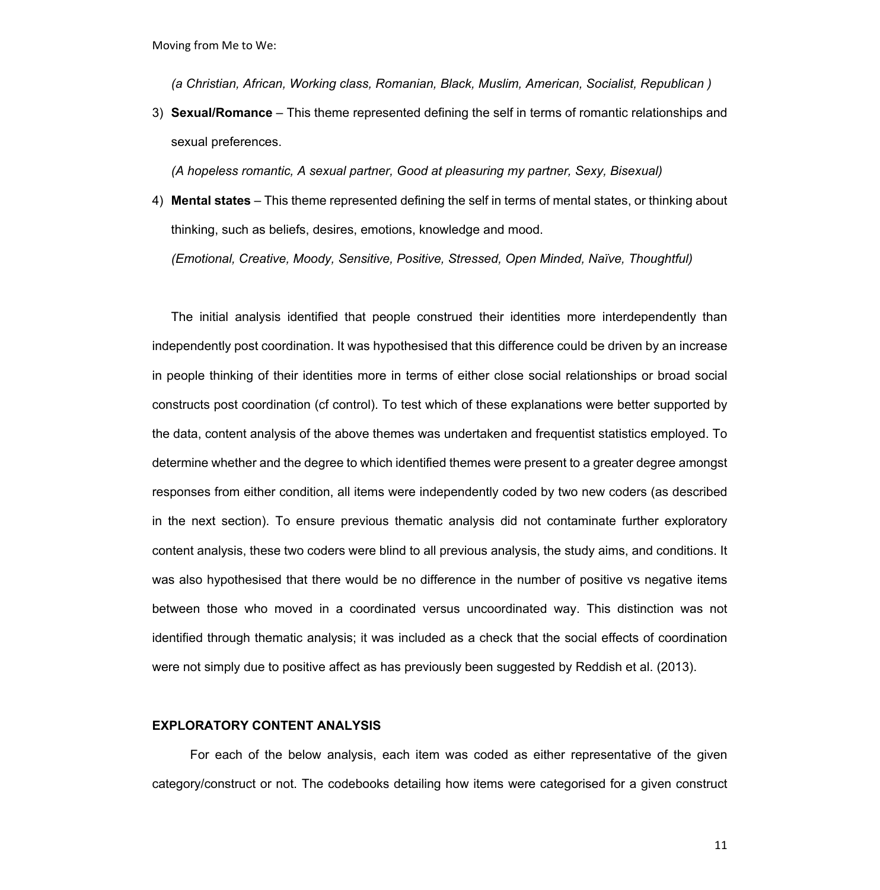(a Christian, African, Working class, Romanian, Black, Muslim, American, Socialist, Republican )*

3) **Sexual/Romance** – This theme represented defining the self in terms of romantic relationships and sexual preferences.

   *(A hopeless romantic, A sexual partner, Good at pleasuring my partner, Sexy, Bisexual)*

4) **Mental states** – This theme represented defining the self in terms of mental states, or thinking about thinking, such as beliefs, desires, emotions, knowledge and mood.

   *(Emotional, Creative, Moody, Sensitive, Positive, Stressed, Open Minded, Naïve, Thoughtful)*

The initial analysis identified that people construed their identities more interdependently than independently post coordination. It was hypothesised that this difference could be driven by an increase in people thinking of their identities more in terms of either close social relationships or broad social constructs post coordination (cf control). To test which of these explanations were better supported by the data, content analysis of the above themes was undertaken and frequentist statistics employed. To determine whether and the degree to which identified themes were present to a greater degree amongst responses from either condition, all items were independently coded by two new coders (as described in the next section). To ensure previous thematic analysis did not contaminate further exploratory content analysis, these two coders were blind to all previous analysis, the study aims, and conditions. It was also hypothesised that there would be no difference in the number of positive vs negative items between those who moved in a coordinated versus uncoordinated way. This distinction was not identified through thematic analysis; it was included as a check that the social effects of coordination were not simply due to positive affect as has previously been suggested by Reddish et al. (2013).

## EXPLORATORY CONTENT ANALYSIS

For each of the below analysis, each item was coded as either representative of the given category/construct or not. The codebooks detailing how items were categorised for a given construct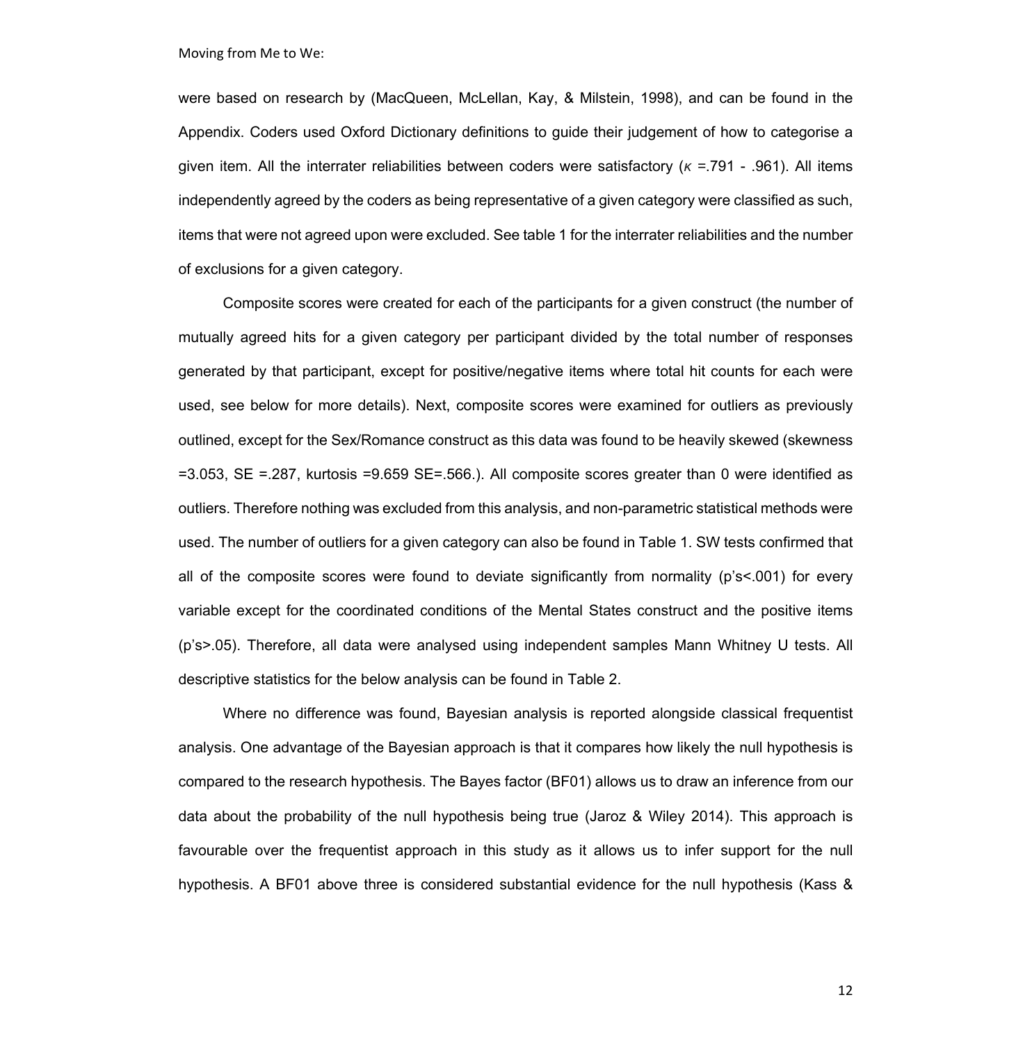were based on research by (MacQueen, McLellan, Kay, & Milstein, 1998), and can be found in the Appendix. Coders used Oxford Dictionary definitions to guide their judgement of how to categorise a given item. All the interrater reliabilities between coders were satisfactory ($\kappa$ =.791 - .961). All items independently agreed by the coders as being representative of a given category were classified as such, items that were not agreed upon were excluded. See table 1 for the interrater reliabilities and the number of exclusions for a given category.

Composite scores were created for each of the participants for a given construct (the number of mutually agreed hits for a given category per participant divided by the total number of responses generated by that participant, except for positive/negative items where total hit counts for each were used, see below for more details). Next, composite scores were examined for outliers as previously outlined, except for the Sex/Romance construct as this data was found to be heavily skewed (skewness =3.053, SE =.287, kurtosis =9.659 SE=.566.). All composite scores greater than 0 were identified as outliers. Therefore nothing was excluded from this analysis, and non-parametric statistical methods were used. The number of outliers for a given category can also be found in Table 1. SW tests confirmed that all of the composite scores were found to deviate significantly from normality (p's<.001) for every variable except for the coordinated conditions of the Mental States construct and the positive items (p's>.05). Therefore, all data were analysed using independent samples Mann Whitney U tests. All descriptive statistics for the below analysis can be found in Table 2.

Where no difference was found, Bayesian analysis is reported alongside classical frequentist analysis. One advantage of the Bayesian approach is that it compares how likely the null hypothesis is compared to the research hypothesis. The Bayes factor (BF01) allows us to draw an inference from our data about the probability of the null hypothesis being true (Jaroz & Wiley 2014). This approach is favourable over the frequentist approach in this study as it allows us to infer support for the null hypothesis. A BF01 above three is considered substantial evidence for the null hypothesis (Kass &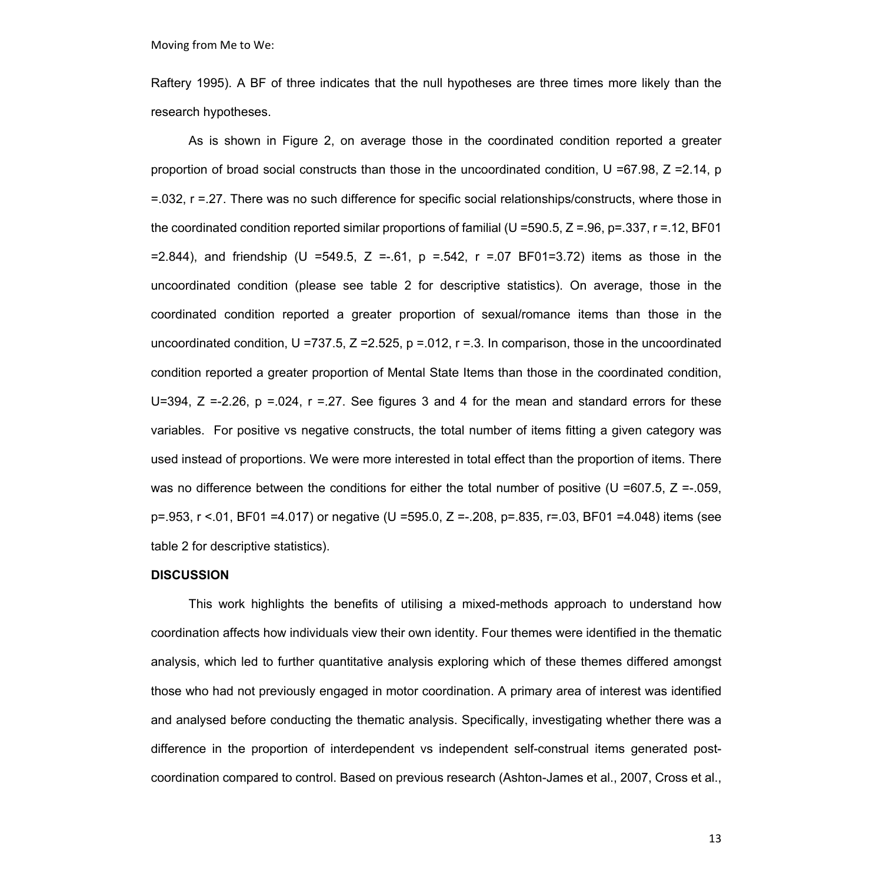Raftery 1995). A BF of three indicates that the null hypotheses are three times more likely than the research hypotheses.

As is shown in Figure 2, on average those in the coordinated condition reported a greater proportion of broad social constructs than those in the uncoordinated condition, $U = 67.98$, $Z = 2.14$, $p = .032$, $r = .27$. There was no such difference for specific social relationships/constructs, where those in the coordinated condition reported similar proportions of familial ($U = 590.5$, $Z = .96$, $p = .337$, $r = .12$, $BF_{01} = 2.844$), and friendship ($U = 549.5$, $Z = -.61$, $p = .542$, $r = .07$ $BF_{01} = 3.72$) items as those in the uncoordinated condition (please see table 2 for descriptive statistics). On average, those in the coordinated condition reported a greater proportion of sexual/romance items than those in the uncoordinated condition, $U = 737.5$, $Z = 2.525$, $p = .012$, $r = .3$. In comparison, those in the uncoordinated condition reported a greater proportion of Mental State Items than those in the coordinated condition, $U = 394$, $Z = -2.26$, $p = .024$, $r = .27$. See figures 3 and 4 for the mean and standard errors for these variables. For positive vs negative constructs, the total number of items fitting a given category was used instead of proportions. We were more interested in total effect than the proportion of items. There was no difference between the conditions for either the total number of positive ($U = 607.5$, $Z = -.059$, $p = .953$, $r < .01$, $BF_{01} = 4.017$) or negative ($U = 595.0$, $Z = -.208$, $p = .835$, $r = .03$, $BF_{01} = 4.048$) items (see table 2 for descriptive statistics).

**DISCUSSION**

This work highlights the benefits of utilising a mixed-methods approach to understand how coordination affects how individuals view their own identity. Four themes were identified in the thematic analysis, which led to further quantitative analysis exploring which of these themes differed amongst those who had not previously engaged in motor coordination. A primary area of interest was identified and analysed before conducting the thematic analysis. Specifically, investigating whether there was a difference in the proportion of interdependent vs independent self-construal items generated post-coordination compared to control. Based on previous research (Ashton-James et al., 2007, Cross et al.,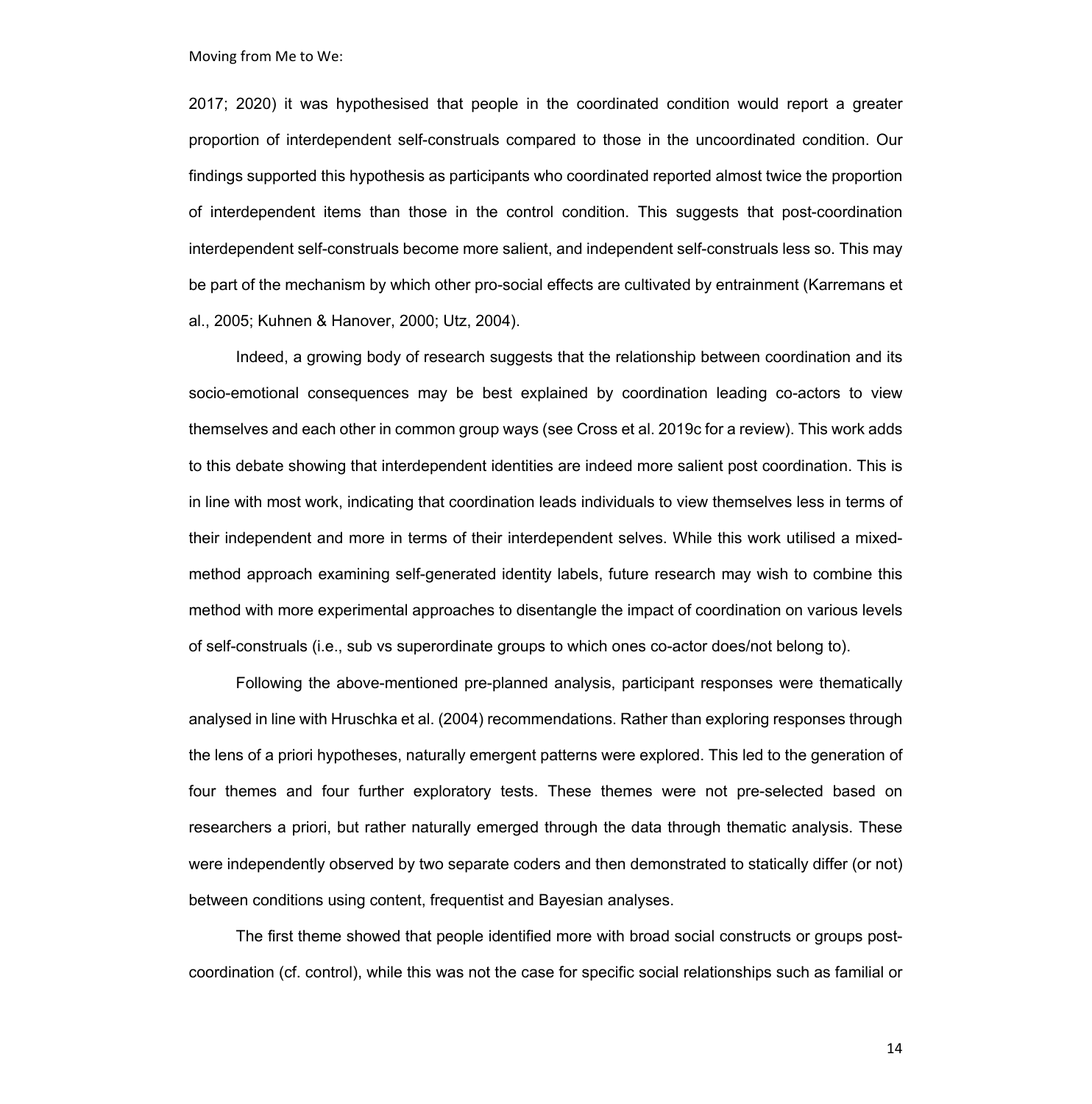2017; 2020) it was hypothesised that people in the coordinated condition would report a greater proportion of interdependent self-construals compared to those in the uncoordinated condition. Our findings supported this hypothesis as participants who coordinated reported almost twice the proportion of interdependent items than those in the control condition. This suggests that post-coordination interdependent self-construals become more salient, and independent self-construals less so. This may be part of the mechanism by which other pro-social effects are cultivated by entrainment (Karremans et al., 2005; Kuhnen & Hanover, 2000; Utz, 2004).

Indeed, a growing body of research suggests that the relationship between coordination and its socio-emotional consequences may be best explained by coordination leading co-actors to view themselves and each other in common group ways (see Cross et al. 2019c for a review). This work adds to this debate showing that interdependent identities are indeed more salient post coordination. This is in line with most work, indicating that coordination leads individuals to view themselves less in terms of their independent and more in terms of their interdependent selves. While this work utilised a mixed-method approach examining self-generated identity labels, future research may wish to combine this method with more experimental approaches to disentangle the impact of coordination on various levels of self-construals (i.e., sub vs superordinate groups to which ones co-actor does/not belong to).

Following the above-mentioned pre-planned analysis, participant responses were thematically analysed in line with Hruschka et al. (2004) recommendations. Rather than exploring responses through the lens of a priori hypotheses, naturally emergent patterns were explored. This led to the generation of four themes and four further exploratory tests. These themes were not pre-selected based on researchers a priori, but rather naturally emerged through the data through thematic analysis. These were independently observed by two separate coders and then demonstrated to statically differ (or not) between conditions using content, frequentist and Bayesian analyses.

The first theme showed that people identified more with broad social constructs or groups post-coordination (cf. control), while this was not the case for specific social relationships such as familial or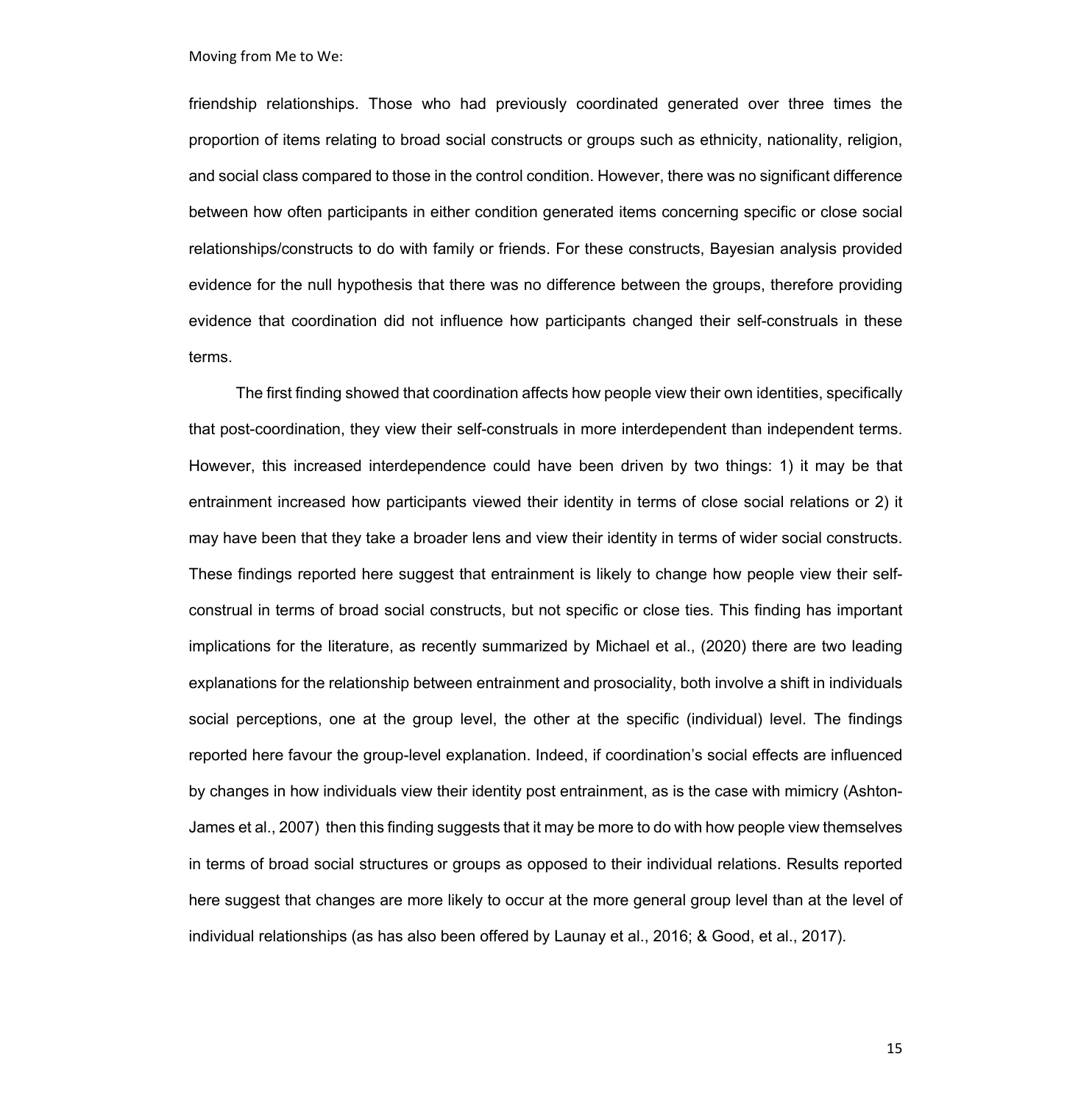friendship relationships. Those who had previously coordinated generated over three times the proportion of items relating to broad social constructs or groups such as ethnicity, nationality, religion, and social class compared to those in the control condition. However, there was no significant difference between how often participants in either condition generated items concerning specific or close social relationships/constructs to do with family or friends. For these constructs, Bayesian analysis provided evidence for the null hypothesis that there was no difference between the groups, therefore providing evidence that coordination did not influence how participants changed their self-construals in these terms.

The first finding showed that coordination affects how people view their own identities, specifically that post-coordination, they view their self-construals in more interdependent than independent terms. However, this increased interdependence could have been driven by two things: 1) it may be that entrainment increased how participants viewed their identity in terms of close social relations or 2) it may have been that they take a broader lens and view their identity in terms of wider social constructs. These findings reported here suggest that entrainment is likely to change how people view their self-construal in terms of broad social constructs, but not specific or close ties. This finding has important implications for the literature, as recently summarized by Michael et al., (2020) there are two leading explanations for the relationship between entrainment and prosociality, both involve a shift in individuals social perceptions, one at the group level, the other at the specific (individual) level. The findings reported here favour the group-level explanation. Indeed, if coordination's social effects are influenced by changes in how individuals view their identity post entrainment, as is the case with mimicry (Ashton-James et al., 2007) then this finding suggests that it may be more to do with how people view themselves in terms of broad social structures or groups as opposed to their individual relations. Results reported here suggest that changes are more likely to occur at the more general group level than at the level of individual relationships (as has also been offered by Launay et al., 2016; & Good, et al., 2017).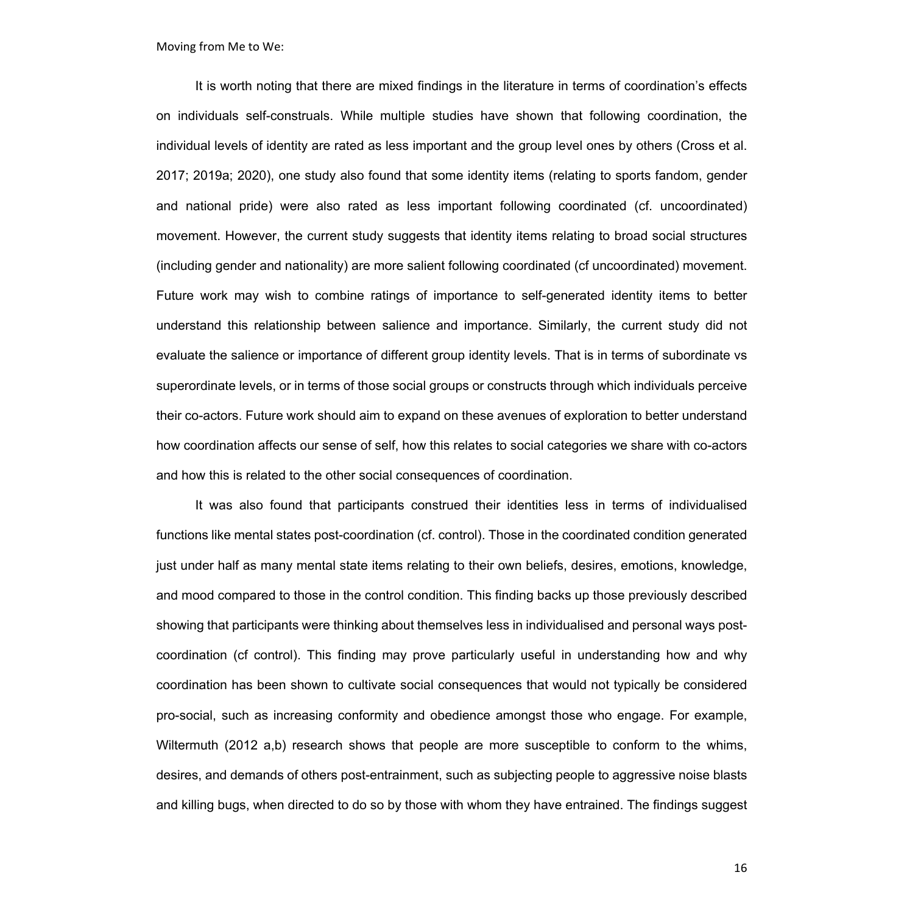It is worth noting that there are mixed findings in the literature in terms of coordination's effects on individuals self-construals. While multiple studies have shown that following coordination, the individual levels of identity are rated as less important and the group level ones by others (Cross et al. 2017; 2019a; 2020), one study also found that some identity items (relating to sports fandom, gender and national pride) were also rated as less important following coordinated (cf. uncoordinated) movement. However, the current study suggests that identity items relating to broad social structures (including gender and nationality) are more salient following coordinated (cf uncoordinated) movement. Future work may wish to combine ratings of importance to self-generated identity items to better understand this relationship between salience and importance. Similarly, the current study did not evaluate the salience or importance of different group identity levels. That is in terms of subordinate vs superordinate levels, or in terms of those social groups or constructs through which individuals perceive their co-actors. Future work should aim to expand on these avenues of exploration to better understand how coordination affects our sense of self, how this relates to social categories we share with co-actors and how this is related to the other social consequences of coordination.

It was also found that participants construed their identities less in terms of individualised functions like mental states post-coordination (cf. control). Those in the coordinated condition generated just under half as many mental state items relating to their own beliefs, desires, emotions, knowledge, and mood compared to those in the control condition. This finding backs up those previously described showing that participants were thinking about themselves less in individualised and personal ways post-coordination (cf control). This finding may prove particularly useful in understanding how and why coordination has been shown to cultivate social consequences that would not typically be considered pro-social, such as increasing conformity and obedience amongst those who engage. For example, Wiltermuth (2012 a,b) research shows that people are more susceptible to conform to the whims, desires, and demands of others post-entrainment, such as subjecting people to aggressive noise blasts and killing bugs, when directed to do so by those with whom they have entrained. The findings suggest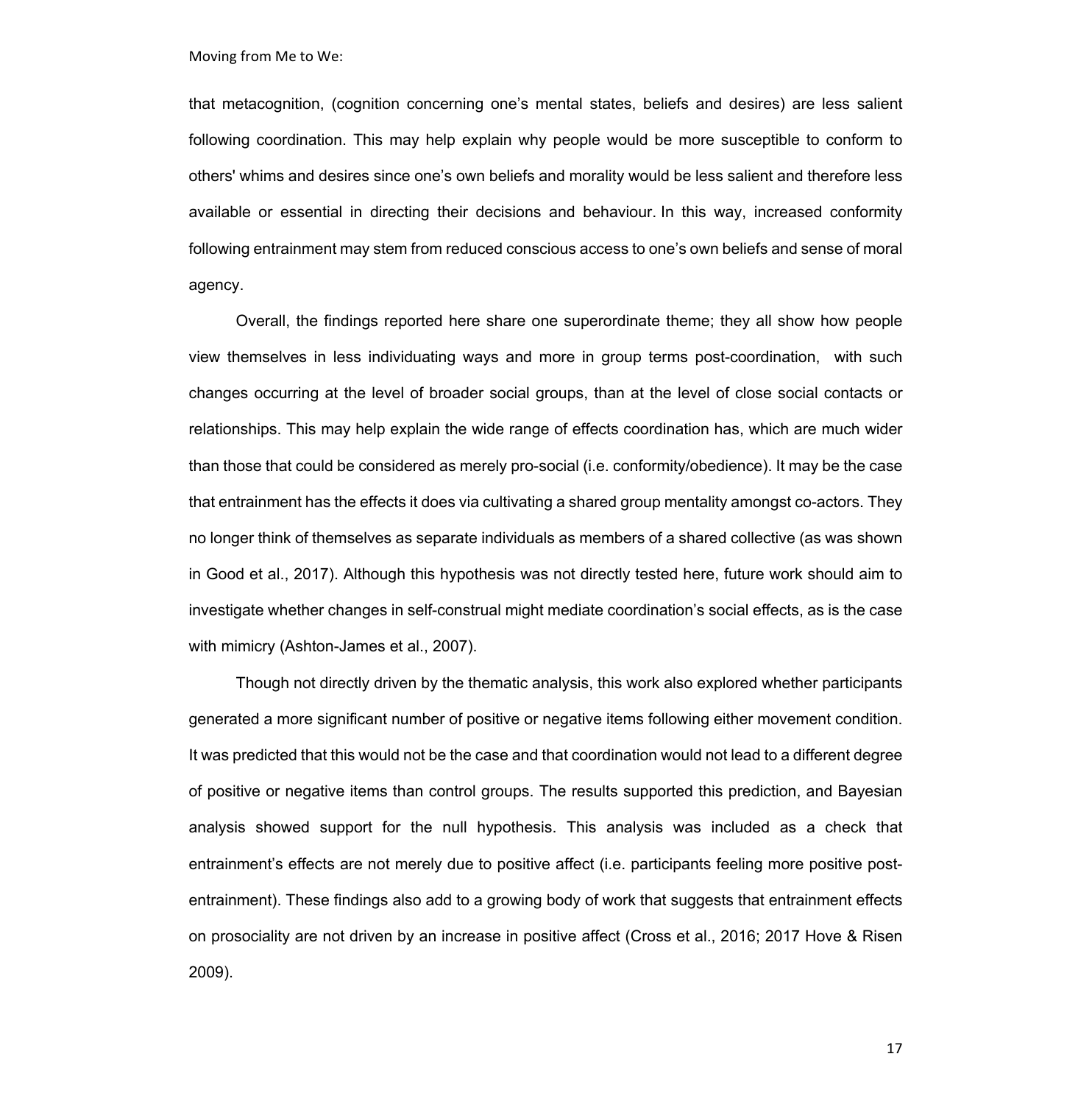that metacognition, (cognition concerning one's mental states, beliefs and desires) are less salient following coordination. This may help explain why people would be more susceptible to conform to others' whims and desires since one's own beliefs and morality would be less salient and therefore less available or essential in directing their decisions and behaviour. In this way, increased conformity following entrainment may stem from reduced conscious access to one's own beliefs and sense of moral agency.

Overall, the findings reported here share one superordinate theme; they all show how people view themselves in less individuating ways and more in group terms post-coordination, with such changes occurring at the level of broader social groups, than at the level of close social contacts or relationships. This may help explain the wide range of effects coordination has, which are much wider than those that could be considered as merely pro-social (i.e. conformity/obedience). It may be the case that entrainment has the effects it does via cultivating a shared group mentality amongst co-actors. They no longer think of themselves as separate individuals as members of a shared collective (as was shown in Good et al., 2017). Although this hypothesis was not directly tested here, future work should aim to investigate whether changes in self-construal might mediate coordination's social effects, as is the case with mimicry (Ashton-James et al., 2007).

Though not directly driven by the thematic analysis, this work also explored whether participants generated a more significant number of positive or negative items following either movement condition. It was predicted that this would not be the case and that coordination would not lead to a different degree of positive or negative items than control groups. The results supported this prediction, and Bayesian analysis showed support for the null hypothesis. This analysis was included as a check that entrainment's effects are not merely due to positive affect (i.e. participants feeling more positive post-entrainment). These findings also add to a growing body of work that suggests that entrainment effects on prosociality are not driven by an increase in positive affect (Cross et al., 2016; 2017 Hove & Risen 2009).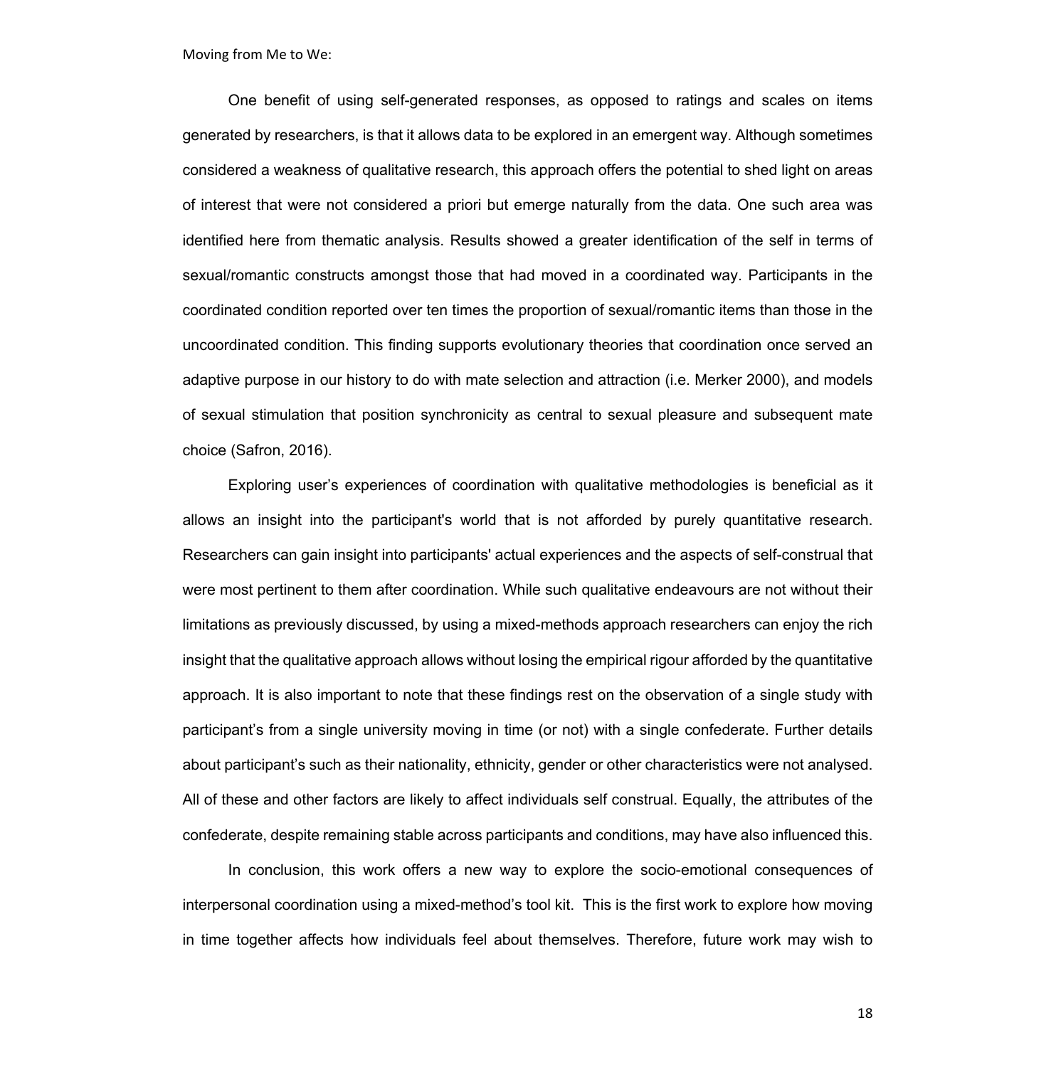One benefit of using self-generated responses, as opposed to ratings and scales on items generated by researchers, is that it allows data to be explored in an emergent way. Although sometimes considered a weakness of qualitative research, this approach offers the potential to shed light on areas of interest that were not considered a priori but emerge naturally from the data. One such area was identified here from thematic analysis. Results showed a greater identification of the self in terms of sexual/romantic constructs amongst those that had moved in a coordinated way. Participants in the coordinated condition reported over ten times the proportion of sexual/romantic items than those in the uncoordinated condition. This finding supports evolutionary theories that coordination once served an adaptive purpose in our history to do with mate selection and attraction (i.e. Merker 2000), and models of sexual stimulation that position synchronicity as central to sexual pleasure and subsequent mate choice (Safron, 2016).

Exploring user's experiences of coordination with qualitative methodologies is beneficial as it allows an insight into the participant's world that is not afforded by purely quantitative research. Researchers can gain insight into participants' actual experiences and the aspects of self-construal that were most pertinent to them after coordination. While such qualitative endeavours are not without their limitations as previously discussed, by using a mixed-methods approach researchers can enjoy the rich insight that the qualitative approach allows without losing the empirical rigour afforded by the quantitative approach. It is also important to note that these findings rest on the observation of a single study with participant's from a single university moving in time (or not) with a single confederate. Further details about participant's such as their nationality, ethnicity, gender or other characteristics were not analysed. All of these and other factors are likely to affect individuals self construal. Equally, the attributes of the confederate, despite remaining stable across participants and conditions, may have also influenced this.

In conclusion, this work offers a new way to explore the socio-emotional consequences of interpersonal coordination using a mixed-method's tool kit. This is the first work to explore how moving in time together affects how individuals feel about themselves. Therefore, future work may wish to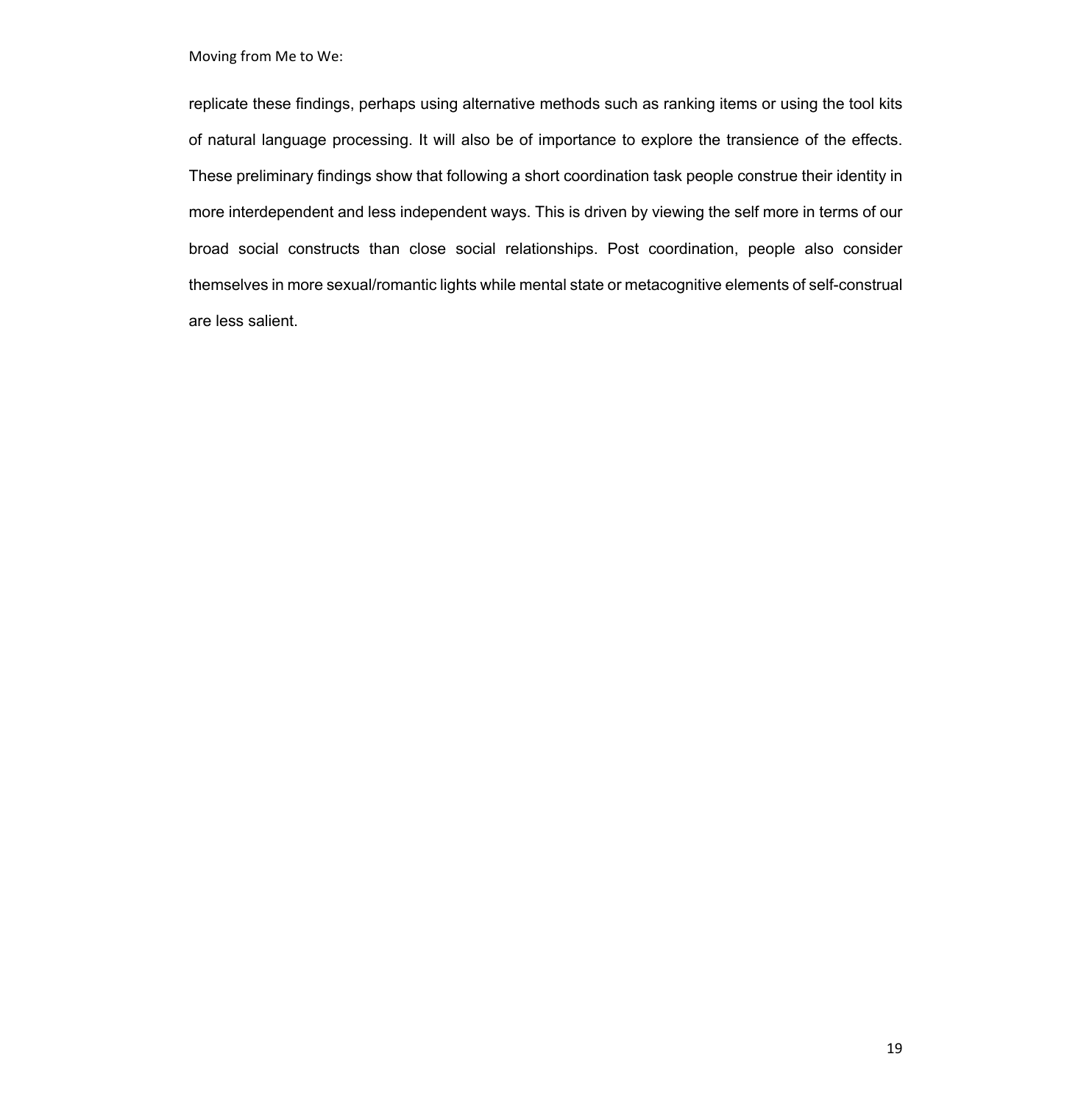replicate these findings, perhaps using alternative methods such as ranking items or using the tool kits of natural language processing. It will also be of importance to explore the transience of the effects. These preliminary findings show that following a short coordination task people construe their identity in more interdependent and less independent ways. This is driven by viewing the self more in terms of our broad social constructs than close social relationships. Post coordination, people also consider themselves in more sexual/romantic lights while mental state or metacognitive elements of self-construal are less salient.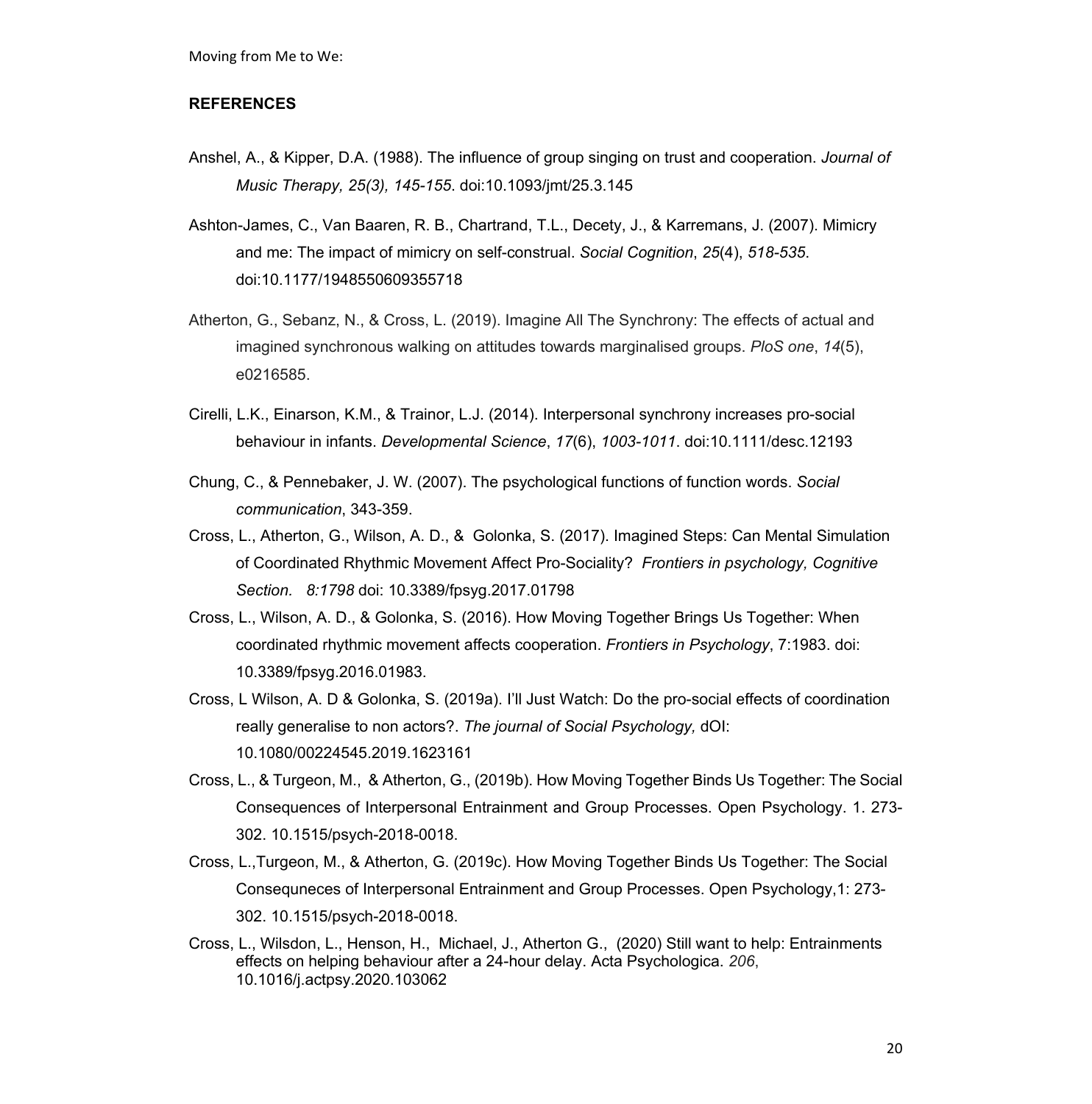## REFERENCES

Anshel, A., & Kipper, D.A. (1988). The influence of group singing on trust and cooperation. *Journal of Music Therapy, 25(3), 145-155*. doi:10.1093/jmt/25.3.145

Ashton-James, C., Van Baaren, R. B., Chartrand, T.L., Decety, J., & Karremans, J. (2007). Mimicry and me: The impact of mimicry on self-construal. *Social Cognition*, *25*(4), *518-535*. doi:10.1177/1948550609355718

Atherton, G., Sebanz, N., & Cross, L. (2019). Imagine All The Synchrony: The effects of actual and imagined synchronous walking on attitudes towards marginalised groups. *PloS one*, *14*(5), e0216585.

Cirelli, L.K., Einarson, K.M., & Trainor, L.J. (2014). Interpersonal synchrony increases pro-social behaviour in infants. *Developmental Science*, *17*(6), *1003-1011*. doi:10.1111/desc.12193

Chung, C., & Pennebaker, J. W. (2007). The psychological functions of function words. *Social communication*, 343-359.

Cross, L., Atherton, G., Wilson, A. D., & Golonka, S. (2017). Imagined Steps: Can Mental Simulation of Coordinated Rhythmic Movement Affect Pro-Sociality? *Frontiers in psychology, Cognitive Section. 8:1798* doi: 10.3389/fpsyg.2017.01798

Cross, L., Wilson, A. D., & Golonka, S. (2016). How Moving Together Brings Us Together: When coordinated rhythmic movement affects cooperation. *Frontiers in Psychology*, 7:1983. doi: 10.3389/fpsyg.2016.01983.

Cross, L Wilson, A. D & Golonka, S. (2019a). I'll Just Watch: Do the pro-social effects of coordination really generalise to non actors?. *The journal of Social Psychology,* dOI: 10.1080/00224545.2019.1623161

Cross, L., & Turgeon, M., & Atherton, G., (2019b). How Moving Together Binds Us Together: The Social Consequences of Interpersonal Entrainment and Group Processes. Open Psychology. 1. 273-302. 10.1515/psych-2018-0018.

Cross, L.,Turgeon, M., & Atherton, G. (2019c). How Moving Together Binds Us Together: The Social Consequneces of Interpersonal Entrainment and Group Processes. Open Psychology,1: 273-302. 10.1515/psych-2018-0018.

Cross, L., Wilsdon, L., Henson, H., Michael, J., Atherton G., (2020) Still want to help: Entrainments effects on helping behaviour after a 24-hour delay. Acta Psychologica. *206*, 10.1016/j.actpsy.2020.103062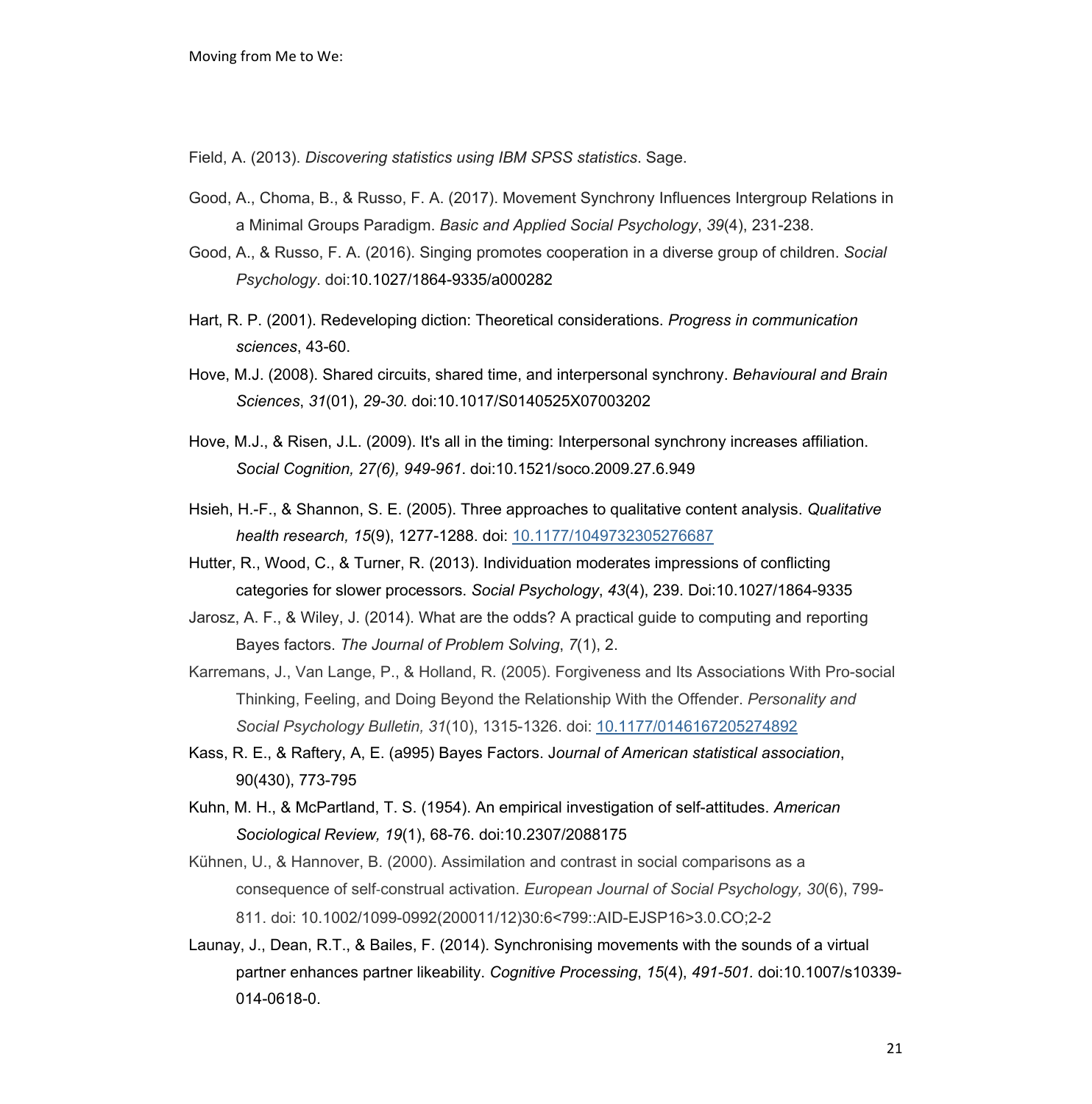Field, A. (2013). *Discovering statistics using IBM SPSS statistics*. Sage.

Good, A., Choma, B., & Russo, F. A. (2017). Movement Synchrony Influences Intergroup Relations in a Minimal Groups Paradigm. *Basic and Applied Social Psychology*, *39*(4), 231-238.

Good, A., & Russo, F. A. (2016). Singing promotes cooperation in a diverse group of children. *Social Psychology*. doi:10.1027/1864-9335/a000282

Hart, R. P. (2001). Redeveloping diction: Theoretical considerations. *Progress in communication sciences*, 43-60.

Hove, M.J. (2008). Shared circuits, shared time, and interpersonal synchrony. *Behavioural and Brain Sciences*, *31*(01), *29-30*. doi:10.1017/S0140525X07003202

Hove, M.J., & Risen, J.L. (2009). It's all in the timing: Interpersonal synchrony increases affiliation. *Social Cognition, 27(6), 949-961*. doi:10.1521/soco.2009.27.6.949

Hsieh, H.-F., & Shannon, S. E. (2005). Three approaches to qualitative content analysis. *Qualitative health research, 15*(9), 1277-1288. doi: 10.1177/1049732305276687

Hutter, R., Wood, C., & Turner, R. (2013). Individuation moderates impressions of conflicting categories for slower processors. *Social Psychology*, *43*(4), 239. Doi:10.1027/1864-9335

Jarosz, A. F., & Wiley, J. (2014). What are the odds? A practical guide to computing and reporting Bayes factors. *The Journal of Problem Solving*, *7*(1), 2.

Karremans, J., Van Lange, P., & Holland, R. (2005). Forgiveness and Its Associations With Pro-social Thinking, Feeling, and Doing Beyond the Relationship With the Offender. *Personality and Social Psychology Bulletin, 31*(10), 1315-1326. doi: 10.1177/0146167205274892

Kass, R. E., & Raftery, A, E. (a995) Bayes Factors. J*ournal of American statistical association*, 90(430), 773-795

Kuhn, M. H., & McPartland, T. S. (1954). An empirical investigation of self-attitudes. *American Sociological Review, 19*(1), 68-76. doi:10.2307/2088175

Kühnen, U., & Hannover, B. (2000). Assimilation and contrast in social comparisons as a consequence of self-construal activation. *European Journal of Social Psychology, 30*(6), 799-811. doi: 10.1002/1099-0992(200011/12)30:6<799::AID-EJSP16>3.0.CO;2-2

Launay, J., Dean, R.T., & Bailes, F. (2014). Synchronising movements with the sounds of a virtual partner enhances partner likeability. *Cognitive Processing*, *15*(4), *491-501.* doi:10.1007/s10339-014-0618-0.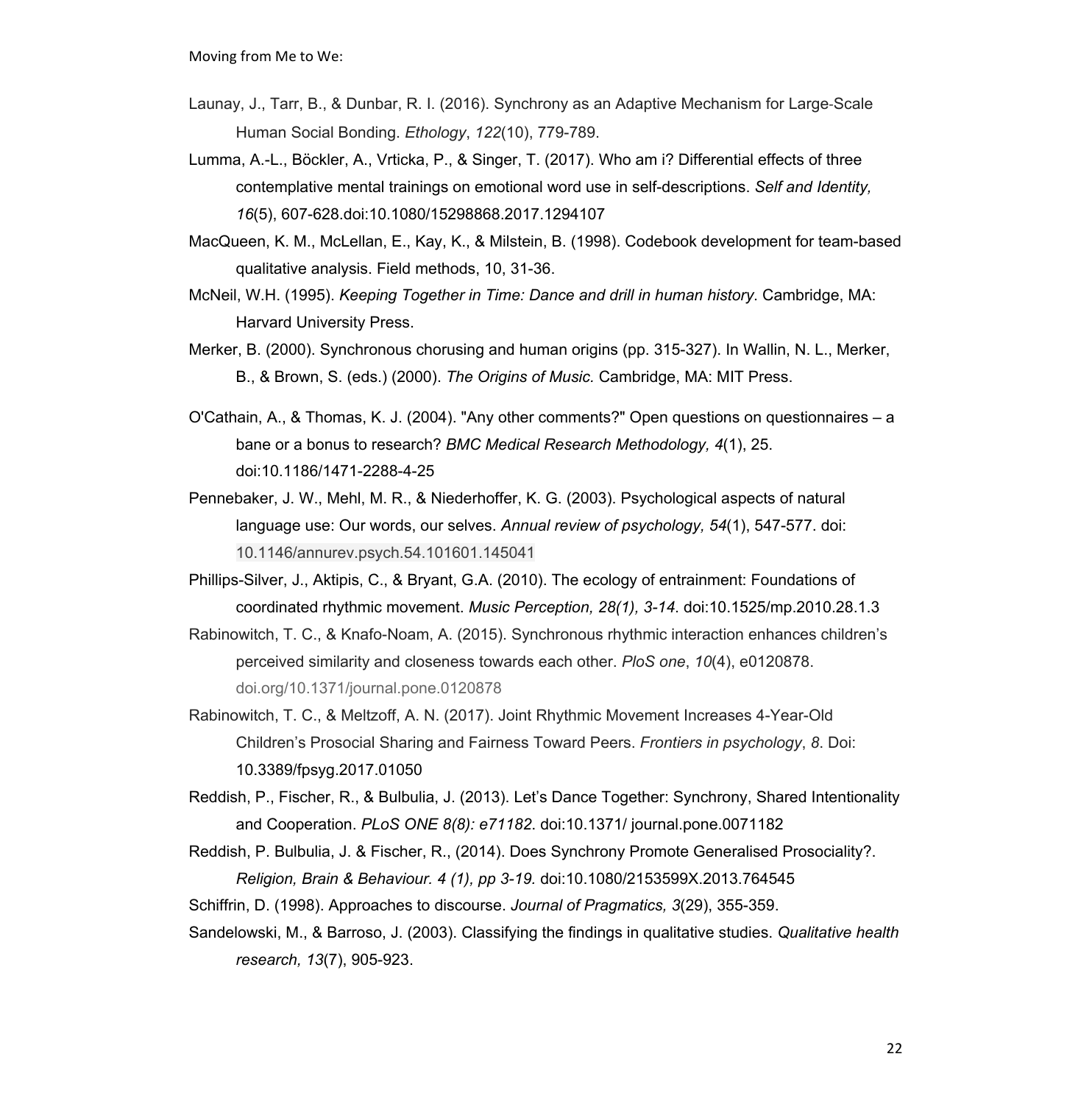Launay, J., Tarr, B., & Dunbar, R. I. (2016). Synchrony as an Adaptive Mechanism for Large‐Scale Human Social Bonding. *Ethology*, *122*(10), 779-789.

Lumma, A.-L., Böckler, A., Vrticka, P., & Singer, T. (2017). Who am i? Differential effects of three contemplative mental trainings on emotional word use in self-descriptions. *Self and Identity, 16*(5), 607-628.doi:10.1080/15298868.2017.1294107

MacQueen, K. M., McLellan, E., Kay, K., & Milstein, B. (1998). Codebook development for team-based qualitative analysis. Field methods, 10, 31-36.

McNeil, W.H. (1995). *Keeping Together in Time: Dance and drill in human history*. Cambridge, MA: Harvard University Press.

Merker, B. (2000). Synchronous chorusing and human origins (pp. 315-327). In Wallin, N. L., Merker, B., & Brown, S. (eds.) (2000). *The Origins of Music.* Cambridge, MA: MIT Press.

O'Cathain, A., & Thomas, K. J. (2004). "Any other comments?" Open questions on questionnaires – a bane or a bonus to research? *BMC Medical Research Methodology, 4*(1), 25. doi:10.1186/1471-2288-4-25

Pennebaker, J. W., Mehl, M. R., & Niederhoffer, K. G. (2003). Psychological aspects of natural language use: Our words, our selves. *Annual review of psychology, 54*(1), 547-577. doi: 10.1146/annurev.psych.54.101601.145041

Phillips-Silver, J., Aktipis, C., & Bryant, G.A. (2010). The ecology of entrainment: Foundations of coordinated rhythmic movement. *Music Perception, 28(1), 3-14*. doi:10.1525/mp.2010.28.1.3

Rabinowitch, T. C., & Knafo-Noam, A. (2015). Synchronous rhythmic interaction enhances children's perceived similarity and closeness towards each other. *PloS one*, *10*(4), e0120878. doi.org/10.1371/journal.pone.0120878

Rabinowitch, T. C., & Meltzoff, A. N. (2017). Joint Rhythmic Movement Increases 4-Year-Old Children's Prosocial Sharing and Fairness Toward Peers. *Frontiers in psychology*, *8*. Doi: 10.3389/fpsyg.2017.01050

Reddish, P., Fischer, R., & Bulbulia, J. (2013). Let's Dance Together: Synchrony, Shared Intentionality and Cooperation. *PLoS ONE 8(8): e71182*. doi:10.1371/ journal.pone.0071182

Reddish, P. Bulbulia, J. & Fischer, R., (2014). Does Synchrony Promote Generalised Prosociality?. *Religion, Brain & Behaviour. 4 (1), pp 3-19.* doi:10.1080/2153599X.2013.764545

Schiffrin, D. (1998). Approaches to discourse. *Journal of Pragmatics, 3*(29), 355-359.

Sandelowski, M., & Barroso, J. (2003). Classifying the findings in qualitative studies. *Qualitative health research, 13*(7), 905-923.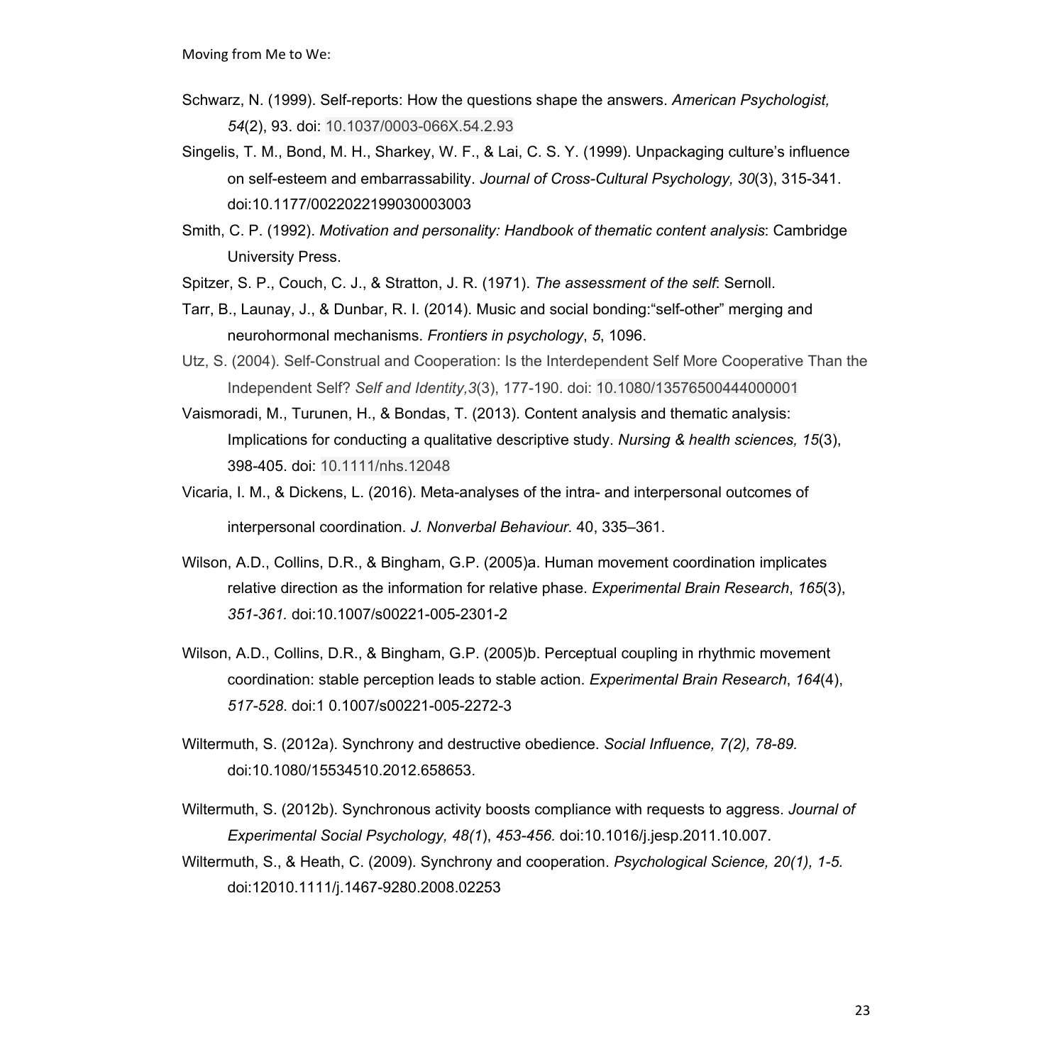Schwarz, N. (1999). Self-reports: How the questions shape the answers. *American Psychologist, 54*(2), 93. doi: 10.1037/0003-066X.54.2.93

Singelis, T. M., Bond, M. H., Sharkey, W. F., & Lai, C. S. Y. (1999). Unpackaging culture's influence on self-esteem and embarrassability. *Journal of Cross-Cultural Psychology, 30*(3), 315-341. doi:10.1177/0022022199030003003

Smith, C. P. (1992). *Motivation and personality: Handbook of thematic content analysis*: Cambridge University Press.

Spitzer, S. P., Couch, C. J., & Stratton, J. R. (1971). *The assessment of the self*: Sernoll.

Tarr, B., Launay, J., & Dunbar, R. I. (2014). Music and social bonding:"self-other" merging and neurohormonal mechanisms. *Frontiers in psychology*, *5*, 1096.

Utz, S. (2004). Self-Construal and Cooperation: Is the Interdependent Self More Cooperative Than the Independent Self? *Self and Identity,3*(3), 177-190. doi: 10.1080/13576500444000001

Vaismoradi, M., Turunen, H., & Bondas, T. (2013). Content analysis and thematic analysis: Implications for conducting a qualitative descriptive study. *Nursing & health sciences, 15*(3), 398-405. doi: 10.1111/nhs.12048

Vicaria, I. M., & Dickens, L. (2016). Meta-analyses of the intra- and interpersonal outcomes of interpersonal coordination. *J. Nonverbal Behaviour.* 40, 335–361.

Wilson, A.D., Collins, D.R., & Bingham, G.P. (2005)a. Human movement coordination implicates relative direction as the information for relative phase. *Experimental Brain Research*, *165*(3), *351-361.* doi:10.1007/s00221-005-2301-2

Wilson, A.D., Collins, D.R., & Bingham, G.P. (2005)b. Perceptual coupling in rhythmic movement coordination: stable perception leads to stable action. *Experimental Brain Research*, *164*(4), *517-528*. doi:1 0.1007/s00221-005-2272-3

Wiltermuth, S. (2012a). Synchrony and destructive obedience. *Social Influence, 7(2), 78-89.* doi:10.1080/15534510.2012.658653.

Wiltermuth, S. (2012b). Synchronous activity boosts compliance with requests to aggress. *Journal of Experimental Social Psychology, 48(1*), *453-456.* doi:10.1016/j.jesp.2011.10.007.

Wiltermuth, S., & Heath, C. (2009). Synchrony and cooperation. *Psychological Science, 20(1), 1-5.* doi:12010.1111/j.1467-9280.2008.02253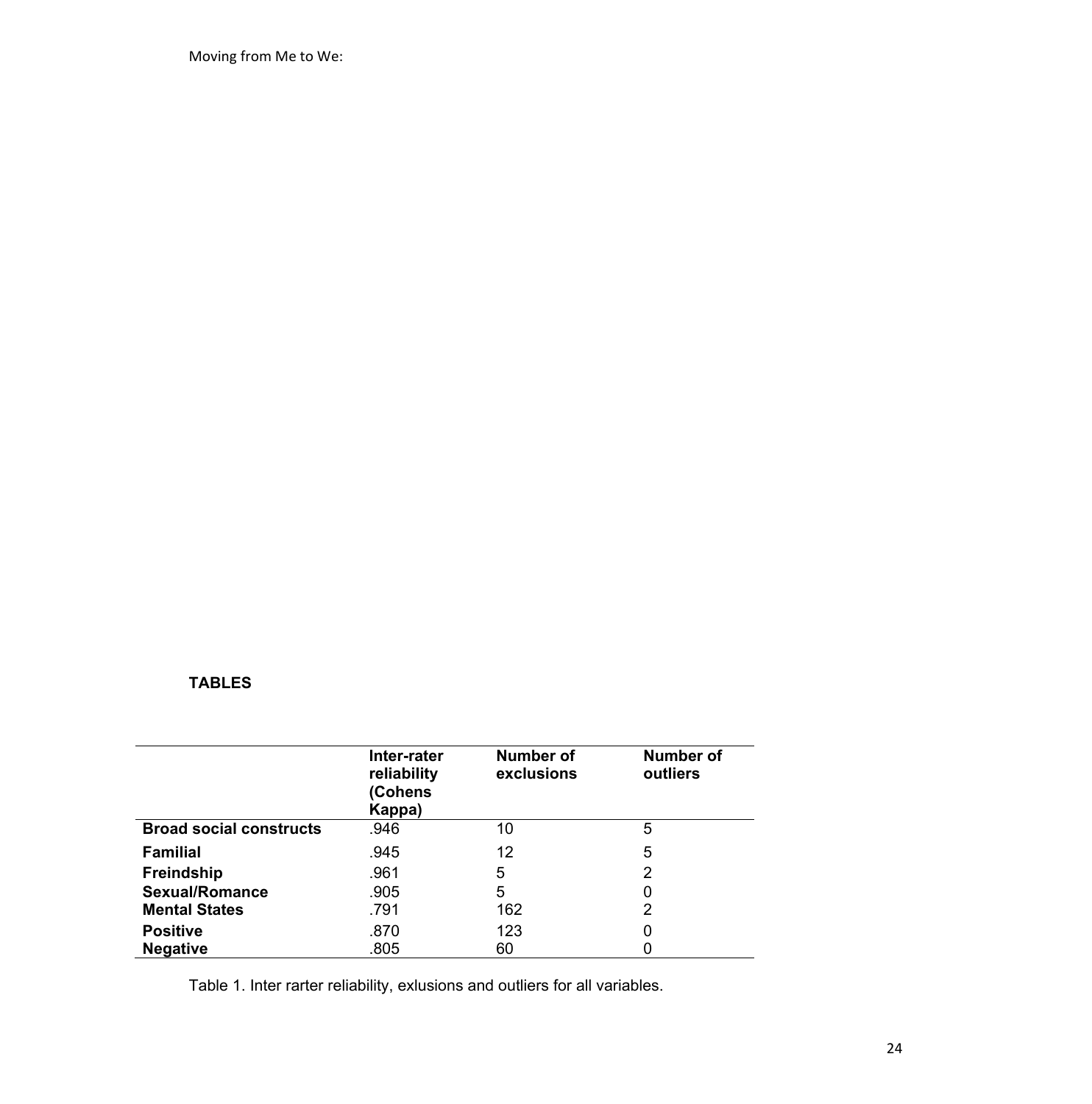**TABLES**

| | Inter-rater reliability (Cohens Kappa) | Number of exclusions | Number of outliers |
|---|---|---|---|
| **Broad social constructs** | .946 | 10 | 5 |
| **Familial** | .945 | 12 | 5 |
| **Freindship** | .961 | 5 | 2 |
| **Sexual/Romance** | .905 | 5 | 0 |
| **Mental States** | .791 | 162 | 2 |
| **Positive** | .870 | 123 | 0 |
| **Negative** | .805 | 60 | 0 |

Table 1. Inter rarter reliability, exlusions and outliers for all variables.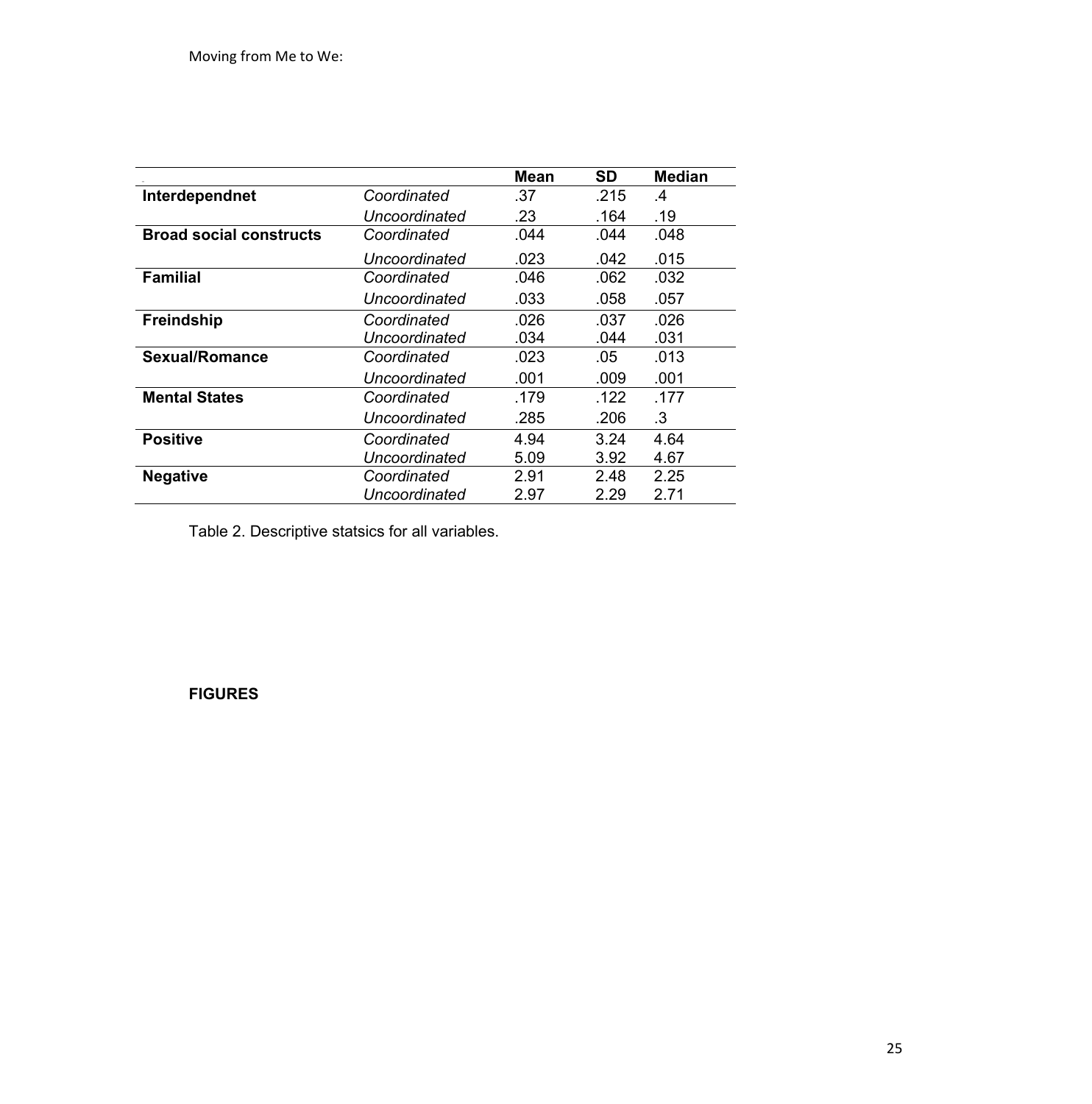| | | Mean | SD | Median |
|---|---|---|---|---|
| **Interdependnet** | *Coordinated* | .37 | .215 | .4 |
| | *Uncoordinated* | .23 | .164 | .19 |
| **Broad social constructs** | *Coordinated* | .044 | .044 | .048 |
| | *Uncoordinated* | .023 | .042 | .015 |
| **Familial** | *Coordinated* | .046 | .062 | .032 |
| | *Uncoordinated* | .033 | .058 | .057 |
| **Freindship** | *Coordinated* | .026 | .037 | .026 |
| | *Uncoordinated* | .034 | .044 | .031 |
| **Sexual/Romance** | *Coordinated* | .023 | .05 | .013 |
| | *Uncoordinated* | .001 | .009 | .001 |
| **Mental States** | *Coordinated* | .179 | .122 | .177 |
| | *Uncoordinated* | .285 | .206 | .3 |
| **Positive** | *Coordinated* | 4.94 | 3.24 | 4.64 |
| | *Uncoordinated* | 5.09 | 3.92 | 4.67 |
| **Negative** | *Coordinated* | 2.91 | 2.48 | 2.25 |
| | *Uncoordinated* | 2.97 | 2.29 | 2.71 |

Table 2. Descriptive statsics for all variables.

**FIGURES**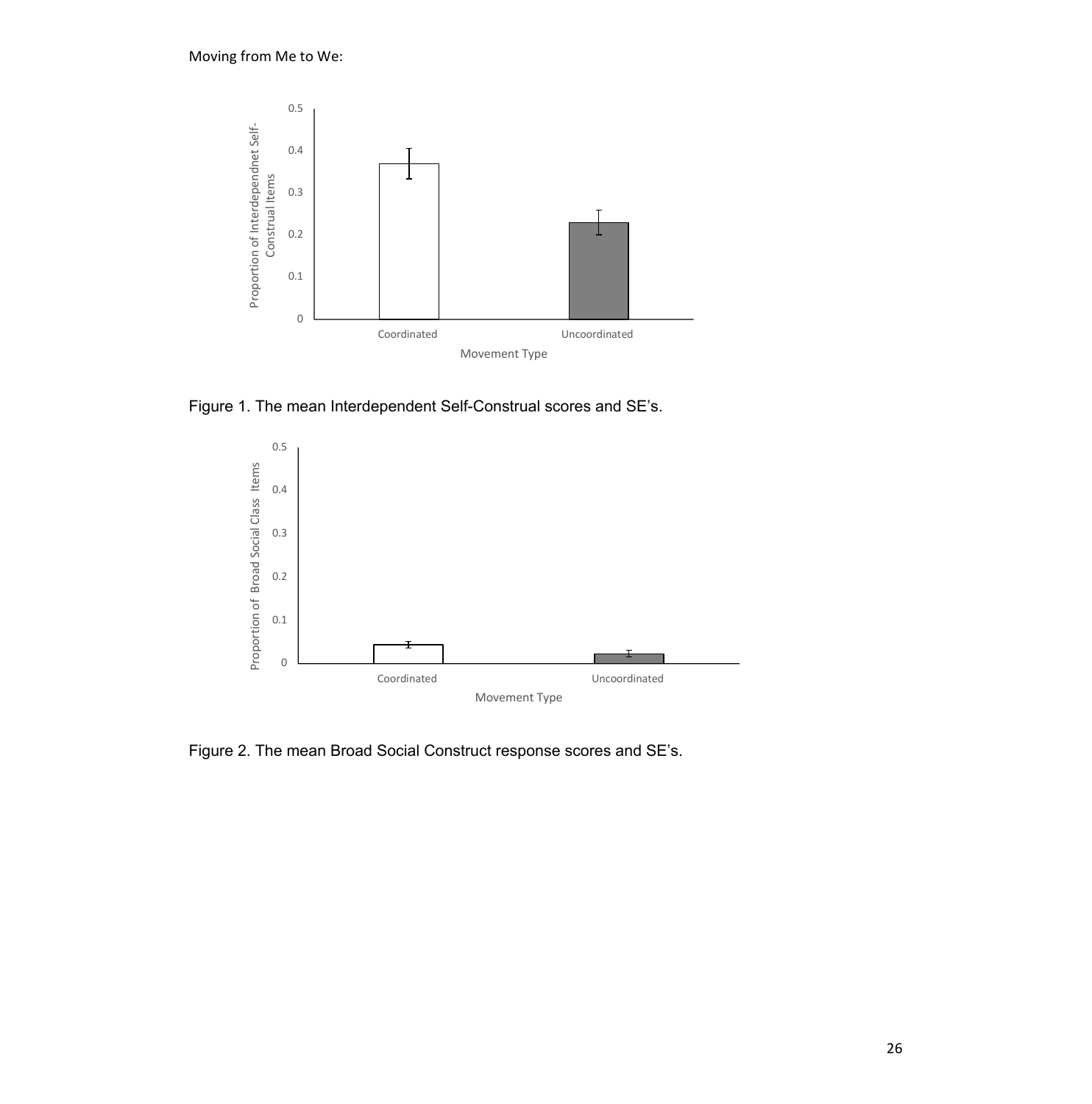Figure 1. The mean Interdependent Self-Construal scores and SE's.

Figure 2. The mean Broad Social Construct response scores and SE's.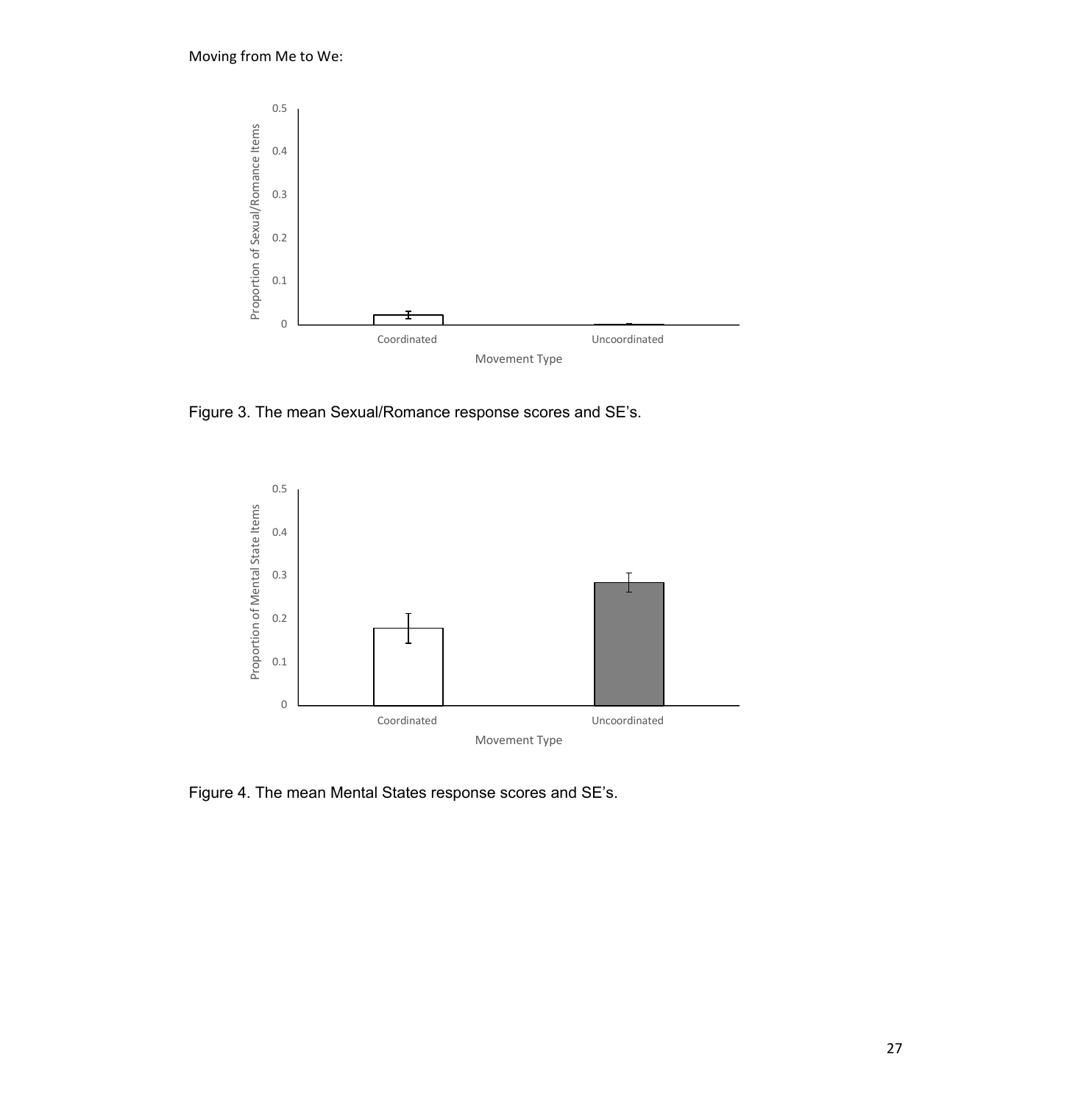Figure 3. The mean Sexual/Romance response scores and SE's.

Figure 4. The mean Mental States response scores and SE's.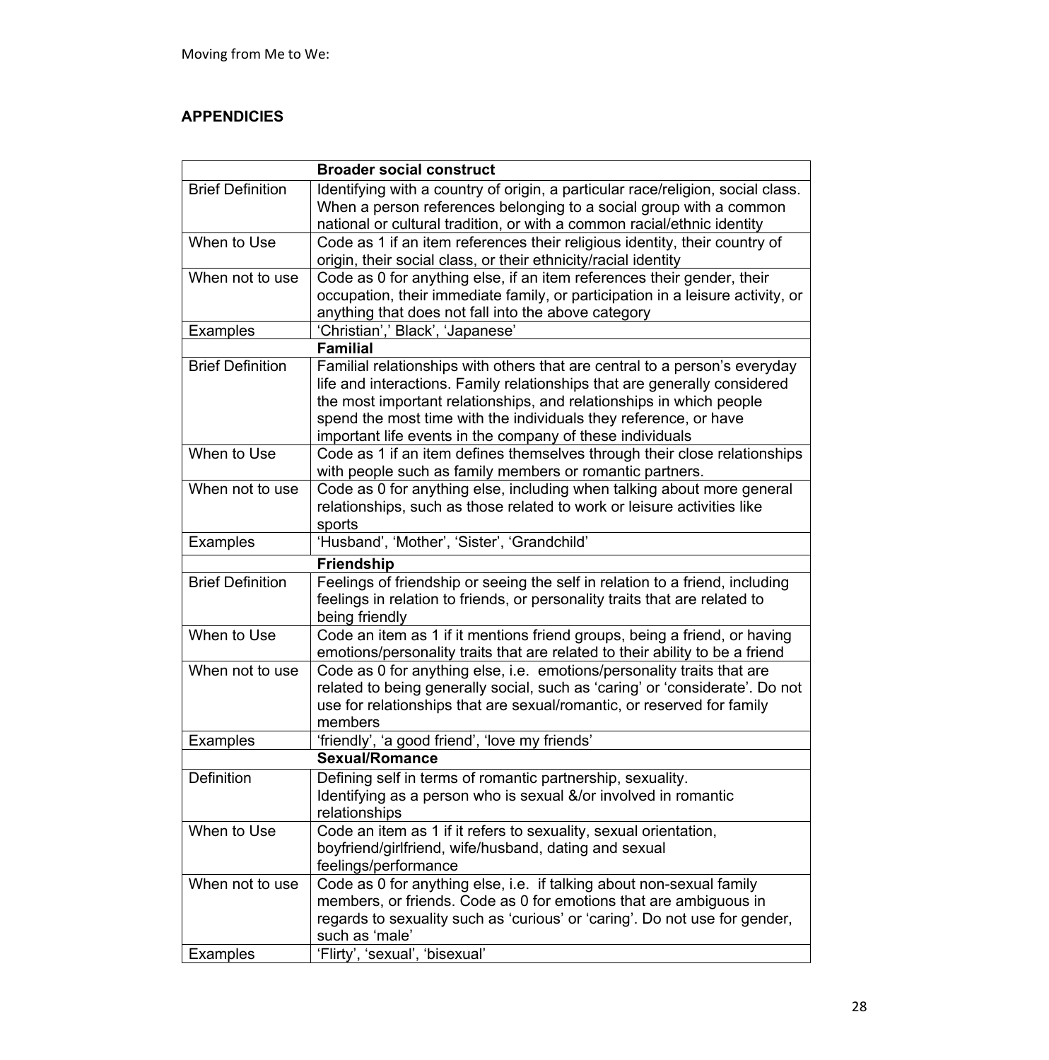**APPENDICIES**

| | **Broader social construct** |
|---|---|
| Brief Definition | Identifying with a country of origin, a particular race/religion, social class. When a person references belonging to a social group with a common national or cultural tradition, or with a common racial/ethnic identity |
| When to Use | Code as 1 if an item references their religious identity, their country of origin, their social class, or their ethnicity/racial identity |
| When not to use | Code as 0 for anything else, if an item references their gender, their occupation, their immediate family, or participation in a leisure activity, or anything that does not fall into the above category |
| Examples | 'Christian',' Black', 'Japanese' |
| | **Familial** |
| Brief Definition | Familial relationships with others that are central to a person's everyday life and interactions. Family relationships that are generally considered the most important relationships, and relationships in which people spend the most time with the individuals they reference, or have important life events in the company of these individuals |
| When to Use | Code as 1 if an item defines themselves through their close relationships with people such as family members or romantic partners. |
| When not to use | Code as 0 for anything else, including when talking about more general relationships, such as those related to work or leisure activities like sports |
| Examples | 'Husband', 'Mother', 'Sister', 'Grandchild' |
| | **Friendship** |
| Brief Definition | Feelings of friendship or seeing the self in relation to a friend, including feelings in relation to friends, or personality traits that are related to being friendly |
| When to Use | Code an item as 1 if it mentions friend groups, being a friend, or having emotions/personality traits that are related to their ability to be a friend |
| When not to use | Code as 0 for anything else, i.e. emotions/personality traits that are related to being generally social, such as 'caring' or 'considerate'. Do not use for relationships that are sexual/romantic, or reserved for family members |
| Examples | 'friendly', 'a good friend', 'love my friends' |
| | **Sexual/Romance** |
| Definition | Defining self in terms of romantic partnership, sexuality. Identifying as a person who is sexual &/or involved in romantic relationships |
| When to Use | Code an item as 1 if it refers to sexuality, sexual orientation, boyfriend/girlfriend, wife/husband, dating and sexual feelings/performance |
| When not to use | Code as 0 for anything else, i.e. if talking about non-sexual family members, or friends. Code as 0 for emotions that are ambiguous in regards to sexuality such as 'curious' or 'caring'. Do not use for gender, such as 'male' |
| Examples | 'Flirty', 'sexual', 'bisexual' |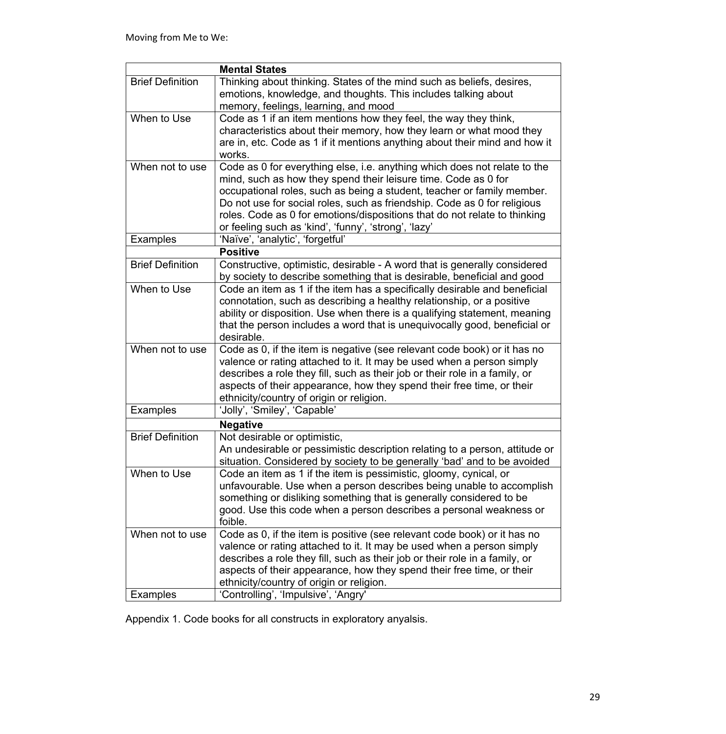| | **Mental States** |
|---|---|
| Brief Definition | Thinking about thinking. States of the mind such as beliefs, desires, emotions, knowledge, and thoughts. This includes talking about memory, feelings, learning, and mood |
| When to Use | Code as 1 if an item mentions how they feel, the way they think, characteristics about their memory, how they learn or what mood they are in, etc. Code as 1 if it mentions anything about their mind and how it works. |
| When not to use | Code as 0 for everything else, i.e. anything which does not relate to the mind, such as how they spend their leisure time. Code as 0 for occupational roles, such as being a student, teacher or family member. Do not use for social roles, such as friendship. Code as 0 for religious roles. Code as 0 for emotions/dispositions that do not relate to thinking or feeling such as 'kind', 'funny', 'strong', 'lazy' |
| Examples | 'Naïve', 'analytic', 'forgetful' |
| | **Positive** |
| Brief Definition | Constructive, optimistic, desirable - A word that is generally considered by society to describe something that is desirable, beneficial and good |
| When to Use | Code an item as 1 if the item has a specifically desirable and beneficial connotation, such as describing a healthy relationship, or a positive ability or disposition. Use when there is a qualifying statement, meaning that the person includes a word that is unequivocally good, beneficial or desirable. |
| When not to use | Code as 0, if the item is negative (see relevant code book) or it has no valence or rating attached to it. It may be used when a person simply describes a role they fill, such as their job or their role in a family, or aspects of their appearance, how they spend their free time, or their ethnicity/country of origin or religion. |
| Examples | 'Jolly', 'Smiley', 'Capable' |
| | **Negative** |
| Brief Definition | Not desirable or optimistic, An undesirable or pessimistic description relating to a person, attitude or situation. Considered by society to be generally 'bad' and to be avoided |
| When to Use | Code an item as 1 if the item is pessimistic, gloomy, cynical, or unfavourable. Use when a person describes being unable to accomplish something or disliking something that is generally considered to be good. Use this code when a person describes a personal weakness or foible. |
| When not to use | Code as 0, if the item is positive (see relevant code book) or it has no valence or rating attached to it. It may be used when a person simply describes a role they fill, such as their job or their role in a family, or aspects of their appearance, how they spend their free time, or their ethnicity/country of origin or religion. |
| Examples | 'Controlling', 'Impulsive', 'Angry' |

Appendix 1. Code books for all constructs in exploratory anyalsis.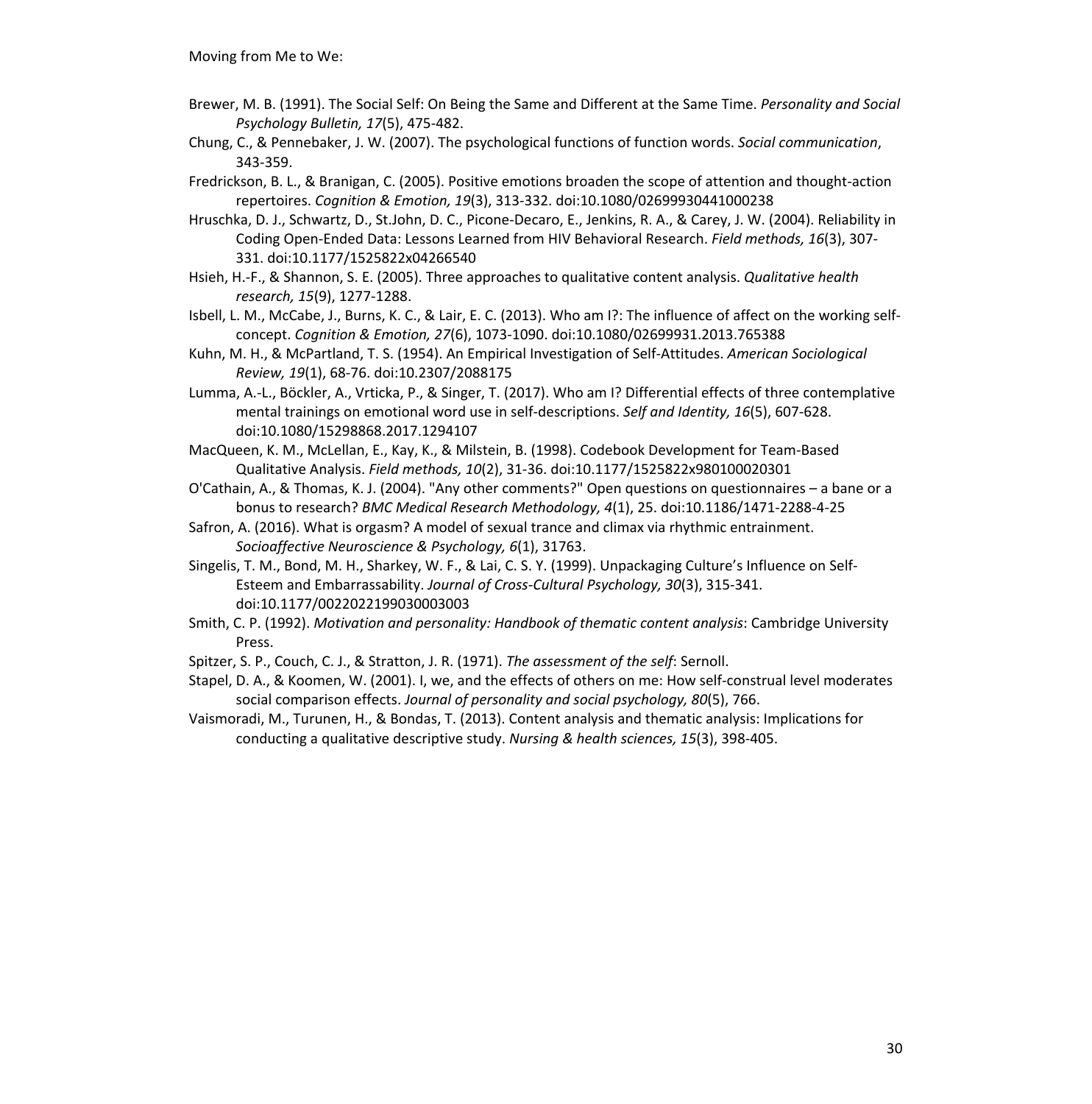Brewer, M. B. (1991). The Social Self: On Being the Same and Different at the Same Time. *Personality and Social Psychology Bulletin, 17*(5), 475-482.

Chung, C., & Pennebaker, J. W. (2007). The psychological functions of function words. *Social communication*, 343-359.

Fredrickson, B. L., & Branigan, C. (2005). Positive emotions broaden the scope of attention and thought-action repertoires. *Cognition & Emotion, 19*(3), 313-332. doi:10.1080/02699930441000238

Hruschka, D. J., Schwartz, D., St.John, D. C., Picone-Decaro, E., Jenkins, R. A., & Carey, J. W. (2004). Reliability in Coding Open-Ended Data: Lessons Learned from HIV Behavioral Research. *Field methods, 16*(3), 307-331. doi:10.1177/1525822x04266540

Hsieh, H.-F., & Shannon, S. E. (2005). Three approaches to qualitative content analysis. *Qualitative health research, 15*(9), 1277-1288.

Isbell, L. M., McCabe, J., Burns, K. C., & Lair, E. C. (2013). Who am I?: The influence of affect on the working self-concept. *Cognition & Emotion, 27*(6), 1073-1090. doi:10.1080/02699931.2013.765388

Kuhn, M. H., & McPartland, T. S. (1954). An Empirical Investigation of Self-Attitudes. *American Sociological Review, 19*(1), 68-76. doi:10.2307/2088175

Lumma, A.-L., Böckler, A., Vrticka, P., & Singer, T. (2017). Who am I? Differential effects of three contemplative mental trainings on emotional word use in self-descriptions. *Self and Identity, 16*(5), 607-628. doi:10.1080/15298868.2017.1294107

MacQueen, K. M., McLellan, E., Kay, K., & Milstein, B. (1998). Codebook Development for Team-Based Qualitative Analysis. *Field methods, 10*(2), 31-36. doi:10.1177/1525822x980100020301

O'Cathain, A., & Thomas, K. J. (2004). "Any other comments?" Open questions on questionnaires – a bane or a bonus to research? *BMC Medical Research Methodology, 4*(1), 25. doi:10.1186/1471-2288-4-25

Safron, A. (2016). What is orgasm? A model of sexual trance and climax via rhythmic entrainment. *Socioaffective Neuroscience & Psychology, 6*(1), 31763.

Singelis, T. M., Bond, M. H., Sharkey, W. F., & Lai, C. S. Y. (1999). Unpackaging Culture's Influence on Self-Esteem and Embarrassability. *Journal of Cross-Cultural Psychology, 30*(3), 315-341. doi:10.1177/0022022199030003003

Smith, C. P. (1992). *Motivation and personality: Handbook of thematic content analysis*: Cambridge University Press.

Spitzer, S. P., Couch, C. J., & Stratton, J. R. (1971). *The assessment of the self*: Sernoll.

Stapel, D. A., & Koomen, W. (2001). I, we, and the effects of others on me: How self-construal level moderates social comparison effects. *Journal of personality and social psychology, 80*(5), 766.

Vaismoradi, M., Turunen, H., & Bondas, T. (2013). Content analysis and thematic analysis: Implications for conducting a qualitative descriptive study. *Nursing & health sciences, 15*(3), 398-405.